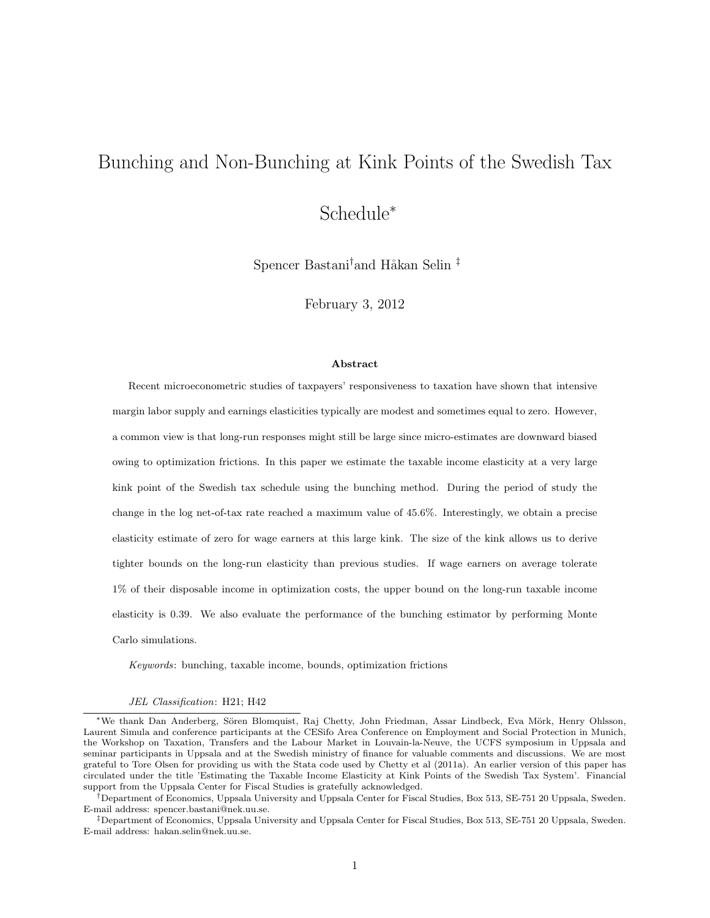# Bunching and Non-Bunching at Kink Points of the Swedish Tax Schedule*

Spencer Bastani[†] and Håkan Selin [‡]

February 3, 2012

### Abstract

Recent microeconometric studies of taxpayers' responsiveness to taxation have shown that intensive margin labor supply and earnings elasticities typically are modest and sometimes equal to zero. However, a common view is that long-run responses might still be large since micro-estimates are downward biased owing to optimization frictions. In this paper we estimate the taxable income elasticity at a very large kink point of the Swedish tax schedule using the bunching method. During the period of study the change in the log net-of-tax rate reached a maximum value of 45.6%. Interestingly, we obtain a precise elasticity estimate of zero for wage earners at this large kink. The size of the kink allows us to derive tighter bounds on the long-run elasticity than previous studies. If wage earners on average tolerate 1% of their disposable income in optimization costs, the upper bound on the long-run taxable income elasticity is 0.39. We also evaluate the performance of the bunching estimator by performing Monte Carlo simulations.

*Keywords*: bunching, taxable income, bounds, optimization frictions

*JEL Classification*: H21; H42

---

*We thank Dan Anderberg, Sören Blomquist, Raj Chetty, John Friedman, Assar Lindbeck, Eva Mörk, Henry Ohlsson, Laurent Simula and conference participants at the CESifo Area Conference on Employment and Social Protection in Munich, the Workshop on Taxation, Transfers and the Labour Market in Louvain-la-Neuve, the UCFS symposium in Uppsala and seminar participants in Uppsala and at the Swedish ministry of finance for valuable comments and discussions. We are most grateful to Tore Olsen for providing us with the Stata code used by Chetty et al (2011a). An earlier version of this paper has circulated under the title 'Estimating the Taxable Income Elasticity at Kink Points of the Swedish Tax System'. Financial support from the Uppsala Center for Fiscal Studies is gratefully acknowledged.

[†] Department of Economics, Uppsala University and Uppsala Center for Fiscal Studies, Box 513, SE-751 20 Uppsala, Sweden. E-mail address: spencer.bastani@nek.uu.se.

[‡] Department of Economics, Uppsala University and Uppsala Center for Fiscal Studies, Box 513, SE-751 20 Uppsala, Sweden. E-mail address: hakan.selin@nek.uu.se.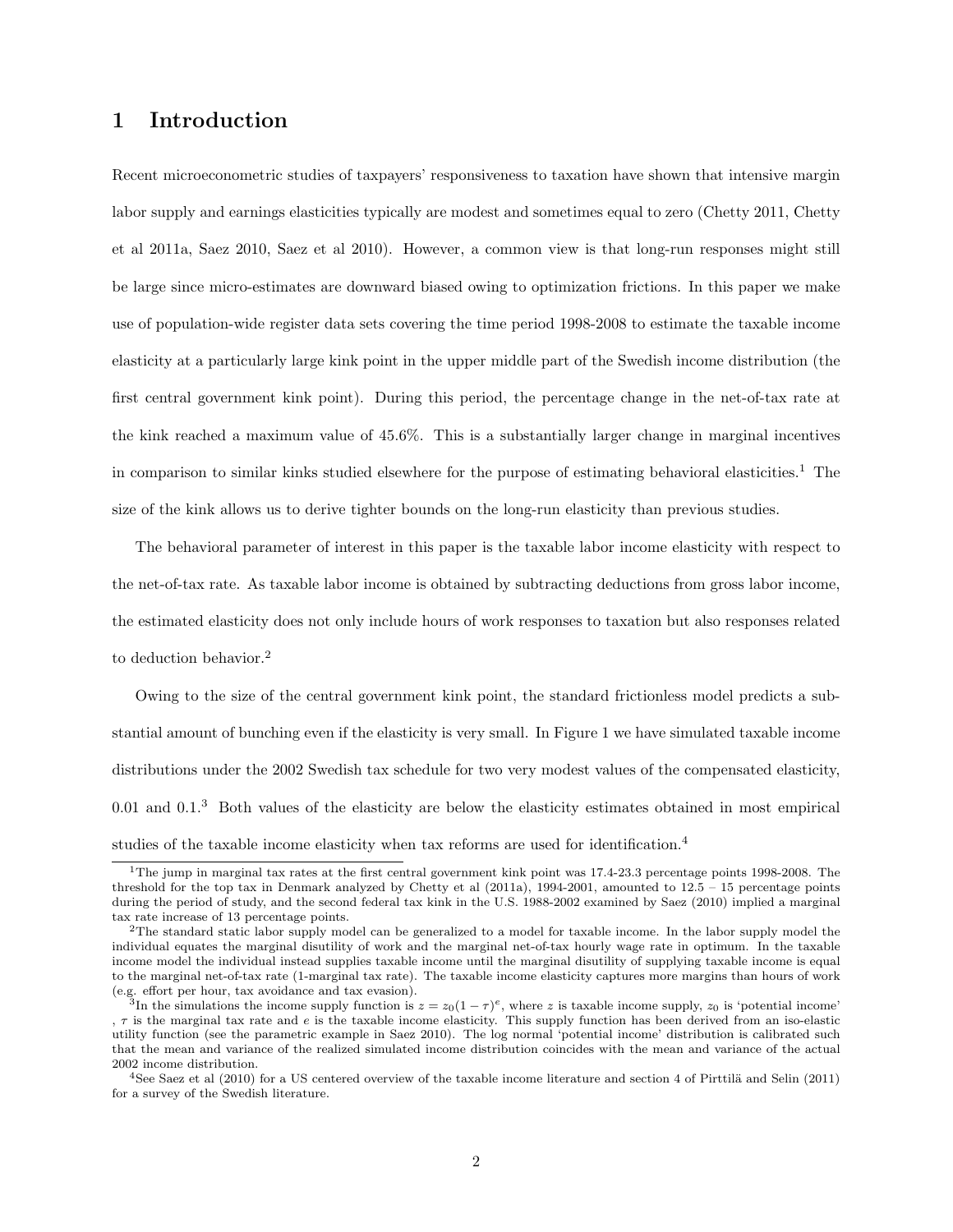# 1 Introduction

Recent microeconometric studies of taxpayers' responsiveness to taxation have shown that intensive margin labor supply and earnings elasticities typically are modest and sometimes equal to zero (Chetty 2011, Chetty et al 2011a, Saez 2010, Saez et al 2010). However, a common view is that long-run responses might still be large since micro-estimates are downward biased owing to optimization frictions. In this paper we make use of population-wide register data sets covering the time period 1998-2008 to estimate the taxable income elasticity at a particularly large kink point in the upper middle part of the Swedish income distribution (the first central government kink point). During this period, the percentage change in the net-of-tax rate at the kink reached a maximum value of 45.6%. This is a substantially larger change in marginal incentives in comparison to similar kinks studied elsewhere for the purpose of estimating behavioral elasticities.[1] The size of the kink allows us to derive tighter bounds on the long-run elasticity than previous studies.

The behavioral parameter of interest in this paper is the taxable labor income elasticity with respect to the net-of-tax rate. As taxable labor income is obtained by subtracting deductions from gross labor income, the estimated elasticity does not only include hours of work responses to taxation but also responses related to deduction behavior.[2]

Owing to the size of the central government kink point, the standard frictionless model predicts a substantial amount of bunching even if the elasticity is very small. In Figure 1 we have simulated taxable income distributions under the 2002 Swedish tax schedule for two very modest values of the compensated elasticity, 0.01 and 0.1.[3] Both values of the elasticity are below the elasticity estimates obtained in most empirical studies of the taxable income elasticity when tax reforms are used for identification.[4]

---

[1] The jump in marginal tax rates at the first central government kink point was 17.4-23.3 percentage points 1998-2008. The threshold for the top tax in Denmark analyzed by Chetty et al (2011a), 1994-2001, amounted to 12.5 – 15 percentage points during the period of study, and the second federal tax kink in the U.S. 1988-2002 examined by Saez (2010) implied a marginal tax rate increase of 13 percentage points.

[2] The standard static labor supply model can be generalized to a model for taxable income. In the labor supply model the individual equates the marginal disutility of work and the marginal net-of-tax hourly wage rate in optimum. In the taxable income model the individual instead supplies taxable income until the marginal disutility of supplying taxable income is equal to the marginal net-of-tax rate (1-marginal tax rate). The taxable income elasticity captures more margins than hours of work (e.g. effort per hour, tax avoidance and tax evasion).

[3] In the simulations the income supply function is $z = z_0(1-\tau)^e$, where $z$ is taxable income supply, $z_0$ is 'potential income' , $\tau$ is the marginal tax rate and $e$ is the taxable income elasticity. This supply function has been derived from an iso-elastic utility function (see the parametric example in Saez 2010). The log normal 'potential income' distribution is calibrated such that the mean and variance of the realized simulated income distribution coincides with the mean and variance of the actual 2002 income distribution.

[4] See Saez et al (2010) for a US centered overview of the taxable income literature and section 4 of Pirttilä and Selin (2011) for a survey of the Swedish literature.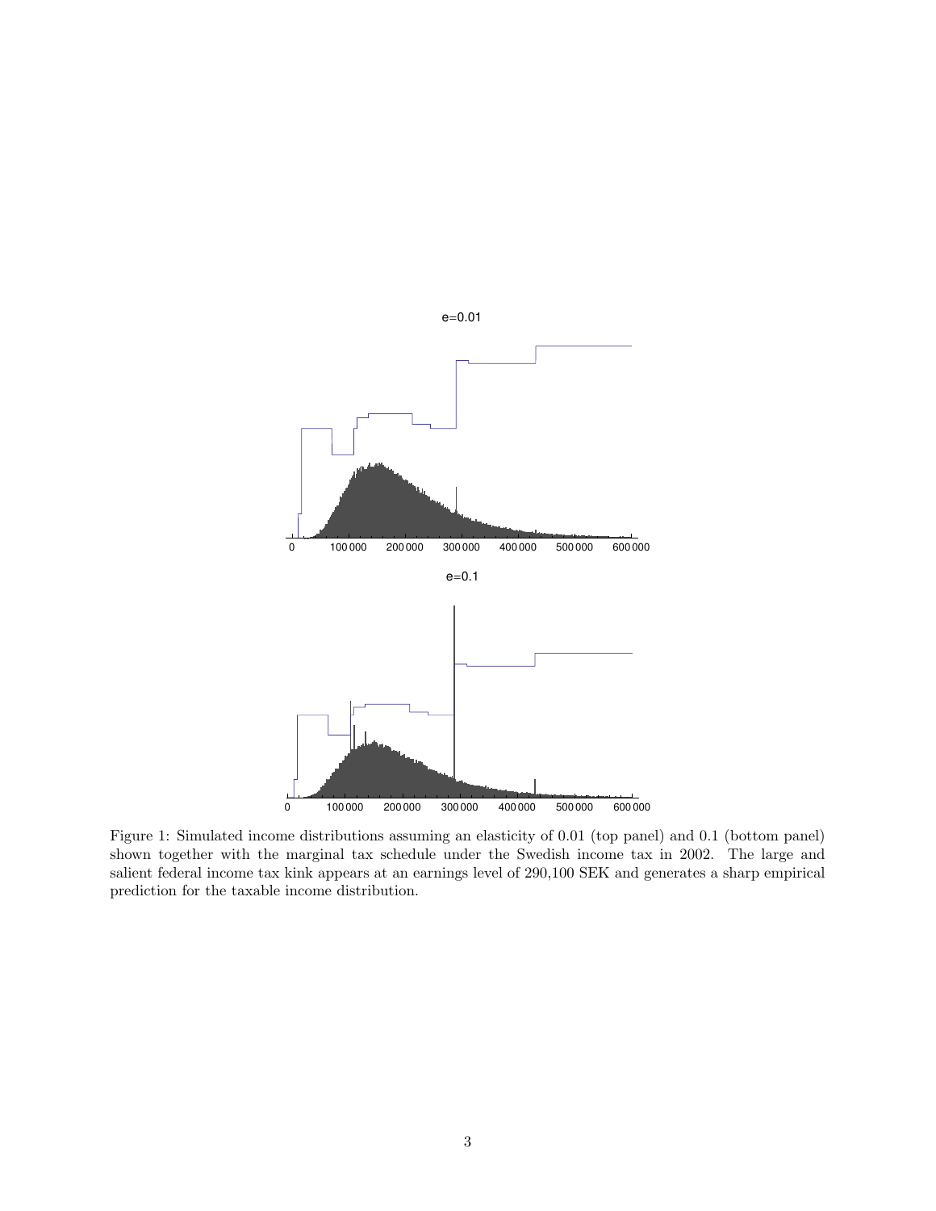Figure 1: Simulated income distributions assuming an elasticity of 0.01 (top panel) and 0.1 (bottom panel) shown together with the marginal tax schedule under the Swedish income tax in 2002. The large and salient federal income tax kink appears at an earnings level of 290,100 SEK and generates a sharp empirical prediction for the taxable income distribution.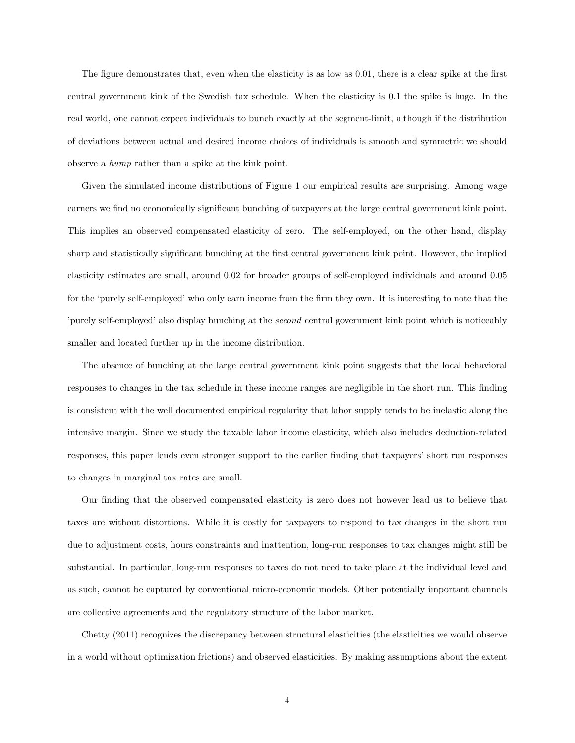The figure demonstrates that, even when the elasticity is as low as 0.01, there is a clear spike at the first central government kink of the Swedish tax schedule. When the elasticity is 0.1 the spike is huge. In the real world, one cannot expect individuals to bunch exactly at the segment-limit, although if the distribution of deviations between actual and desired income choices of individuals is smooth and symmetric we should observe a *hump* rather than a spike at the kink point.

Given the simulated income distributions of Figure 1 our empirical results are surprising. Among wage earners we find no economically significant bunching of taxpayers at the large central government kink point. This implies an observed compensated elasticity of zero. The self-employed, on the other hand, display sharp and statistically significant bunching at the first central government kink point. However, the implied elasticity estimates are small, around 0.02 for broader groups of self-employed individuals and around 0.05 for the 'purely self-employed' who only earn income from the firm they own. It is interesting to note that the 'purely self-employed' also display bunching at the *second* central government kink point which is noticeably smaller and located further up in the income distribution.

The absence of bunching at the large central government kink point suggests that the local behavioral responses to changes in the tax schedule in these income ranges are negligible in the short run. This finding is consistent with the well documented empirical regularity that labor supply tends to be inelastic along the intensive margin. Since we study the taxable labor income elasticity, which also includes deduction-related responses, this paper lends even stronger support to the earlier finding that taxpayers' short run responses to changes in marginal tax rates are small.

Our finding that the observed compensated elasticity is zero does not however lead us to believe that taxes are without distortions. While it is costly for taxpayers to respond to tax changes in the short run due to adjustment costs, hours constraints and inattention, long-run responses to tax changes might still be substantial. In particular, long-run responses to taxes do not need to take place at the individual level and as such, cannot be captured by conventional micro-economic models. Other potentially important channels are collective agreements and the regulatory structure of the labor market.

Chetty (2011) recognizes the discrepancy between structural elasticities (the elasticities we would observe in a world without optimization frictions) and observed elasticities. By making assumptions about the extent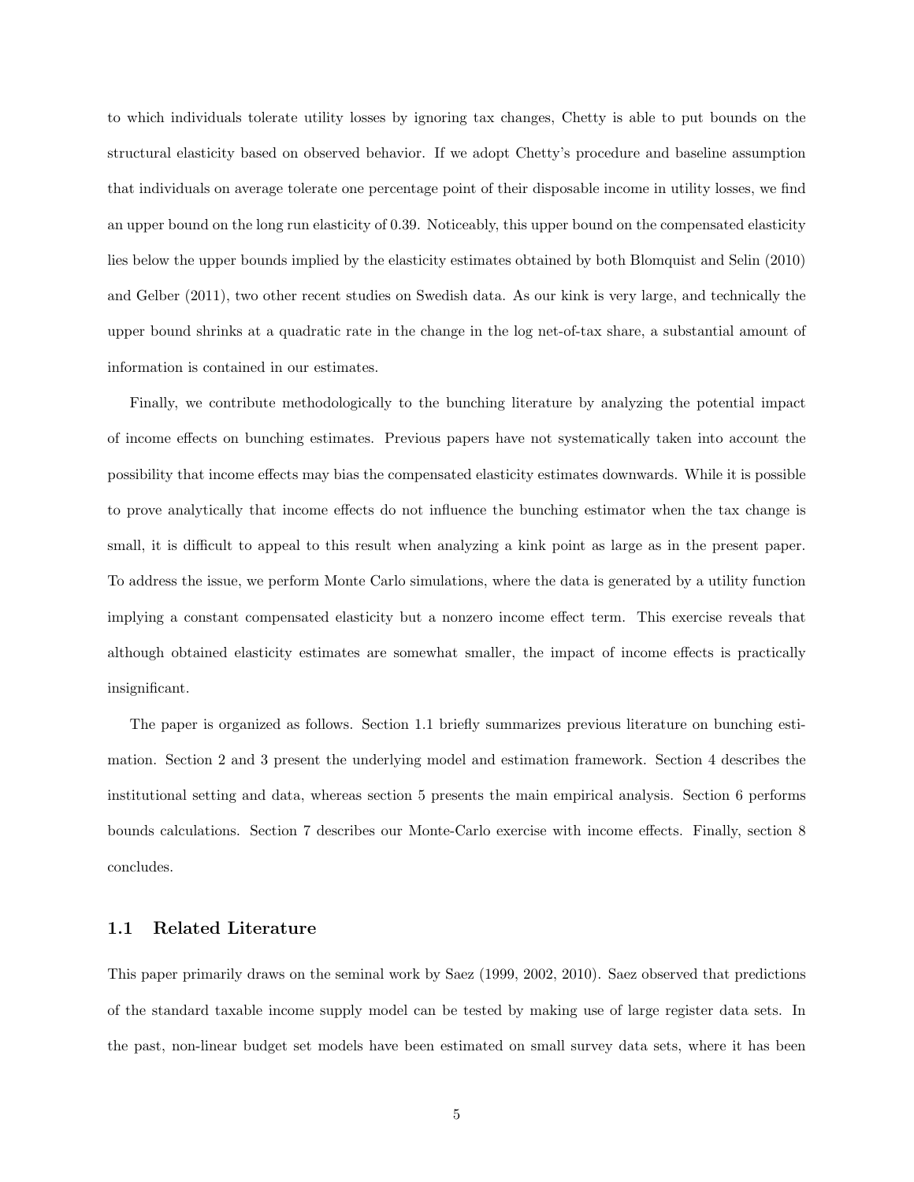to which individuals tolerate utility losses by ignoring tax changes, Chetty is able to put bounds on the structural elasticity based on observed behavior. If we adopt Chetty's procedure and baseline assumption that individuals on average tolerate one percentage point of their disposable income in utility losses, we find an upper bound on the long run elasticity of 0.39. Noticeably, this upper bound on the compensated elasticity lies below the upper bounds implied by the elasticity estimates obtained by both Blomquist and Selin (2010) and Gelber (2011), two other recent studies on Swedish data. As our kink is very large, and technically the upper bound shrinks at a quadratic rate in the change in the log net-of-tax share, a substantial amount of information is contained in our estimates.

Finally, we contribute methodologically to the bunching literature by analyzing the potential impact of income effects on bunching estimates. Previous papers have not systematically taken into account the possibility that income effects may bias the compensated elasticity estimates downwards. While it is possible to prove analytically that income effects do not influence the bunching estimator when the tax change is small, it is difficult to appeal to this result when analyzing a kink point as large as in the present paper. To address the issue, we perform Monte Carlo simulations, where the data is generated by a utility function implying a constant compensated elasticity but a nonzero income effect term. This exercise reveals that although obtained elasticity estimates are somewhat smaller, the impact of income effects is practically insignificant.

The paper is organized as follows. Section 1.1 briefly summarizes previous literature on bunching estimation. Section 2 and 3 present the underlying model and estimation framework. Section 4 describes the institutional setting and data, whereas section 5 presents the main empirical analysis. Section 6 performs bounds calculations. Section 7 describes our Monte-Carlo exercise with income effects. Finally, section 8 concludes.

## 1.1 Related Literature

This paper primarily draws on the seminal work by Saez (1999, 2002, 2010). Saez observed that predictions of the standard taxable income supply model can be tested by making use of large register data sets. In the past, non-linear budget set models have been estimated on small survey data sets, where it has been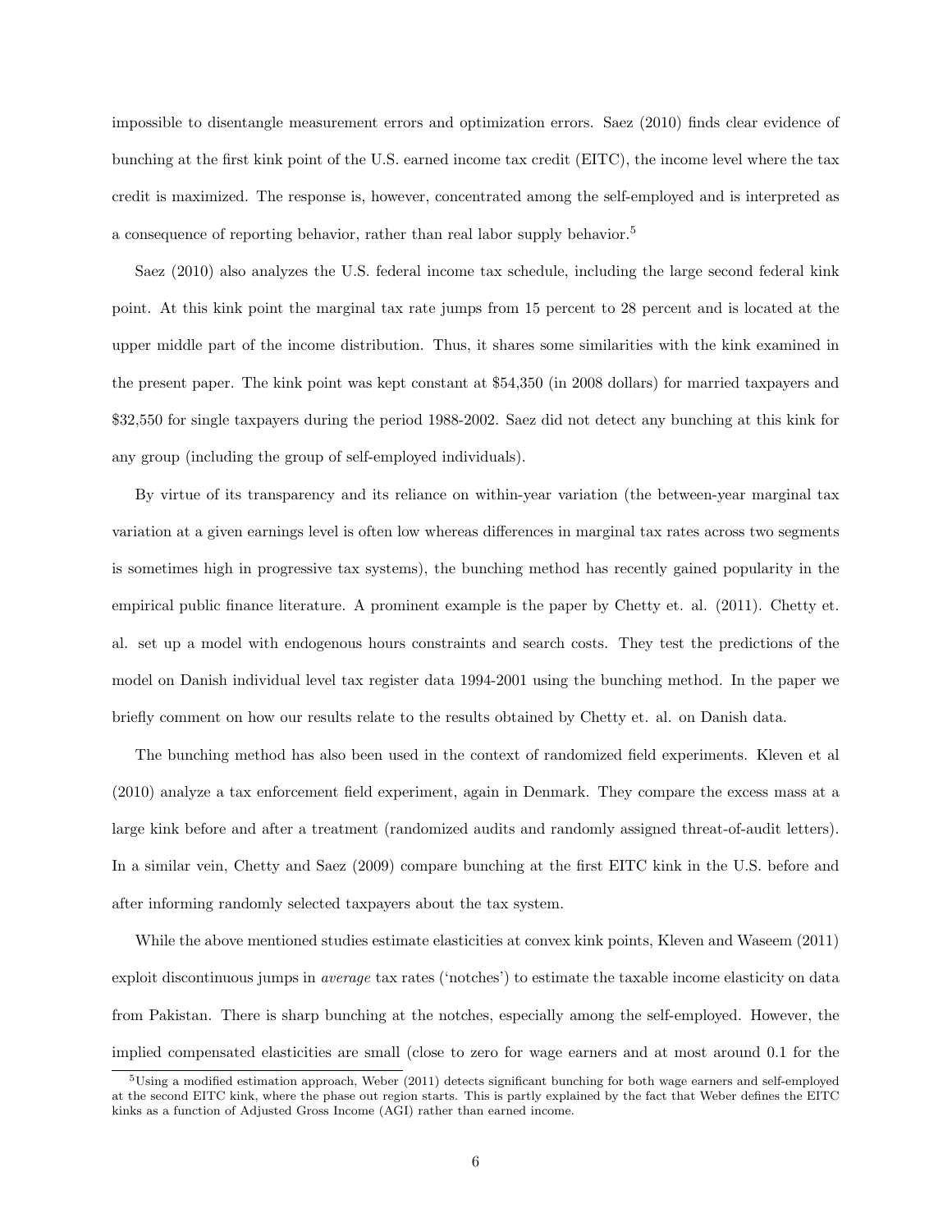impossible to disentangle measurement errors and optimization errors. Saez (2010) finds clear evidence of bunching at the first kink point of the U.S. earned income tax credit (EITC), the income level where the tax credit is maximized. The response is, however, concentrated among the self-employed and is interpreted as a consequence of reporting behavior, rather than real labor supply behavior.[5]

Saez (2010) also analyzes the U.S. federal income tax schedule, including the large second federal kink point. At this kink point the marginal tax rate jumps from 15 percent to 28 percent and is located at the upper middle part of the income distribution. Thus, it shares some similarities with the kink examined in the present paper. The kink point was kept constant at $54,350 (in 2008 dollars) for married taxpayers and $32,550 for single taxpayers during the period 1988-2002. Saez did not detect any bunching at this kink for any group (including the group of self-employed individuals).

By virtue of its transparency and its reliance on within-year variation (the between-year marginal tax variation at a given earnings level is often low whereas differences in marginal tax rates across two segments is sometimes high in progressive tax systems), the bunching method has recently gained popularity in the empirical public finance literature. A prominent example is the paper by Chetty et. al. (2011). Chetty et. al. set up a model with endogenous hours constraints and search costs. They test the predictions of the model on Danish individual level tax register data 1994-2001 using the bunching method. In the paper we briefly comment on how our results relate to the results obtained by Chetty et. al. on Danish data.

The bunching method has also been used in the context of randomized field experiments. Kleven et al (2010) analyze a tax enforcement field experiment, again in Denmark. They compare the excess mass at a large kink before and after a treatment (randomized audits and randomly assigned threat-of-audit letters). In a similar vein, Chetty and Saez (2009) compare bunching at the first EITC kink in the U.S. before and after informing randomly selected taxpayers about the tax system.

While the above mentioned studies estimate elasticities at convex kink points, Kleven and Waseem (2011) exploit discontinuous jumps in *average* tax rates ('notches') to estimate the taxable income elasticity on data from Pakistan. There is sharp bunching at the notches, especially among the self-employed. However, the implied compensated elasticities are small (close to zero for wage earners and at most around 0.1 for the

[5] Using a modified estimation approach, Weber (2011) detects significant bunching for both wage earners and self-employed at the second EITC kink, where the phase out region starts. This is partly explained by the fact that Weber defines the EITC kinks as a function of Adjusted Gross Income (AGI) rather than earned income.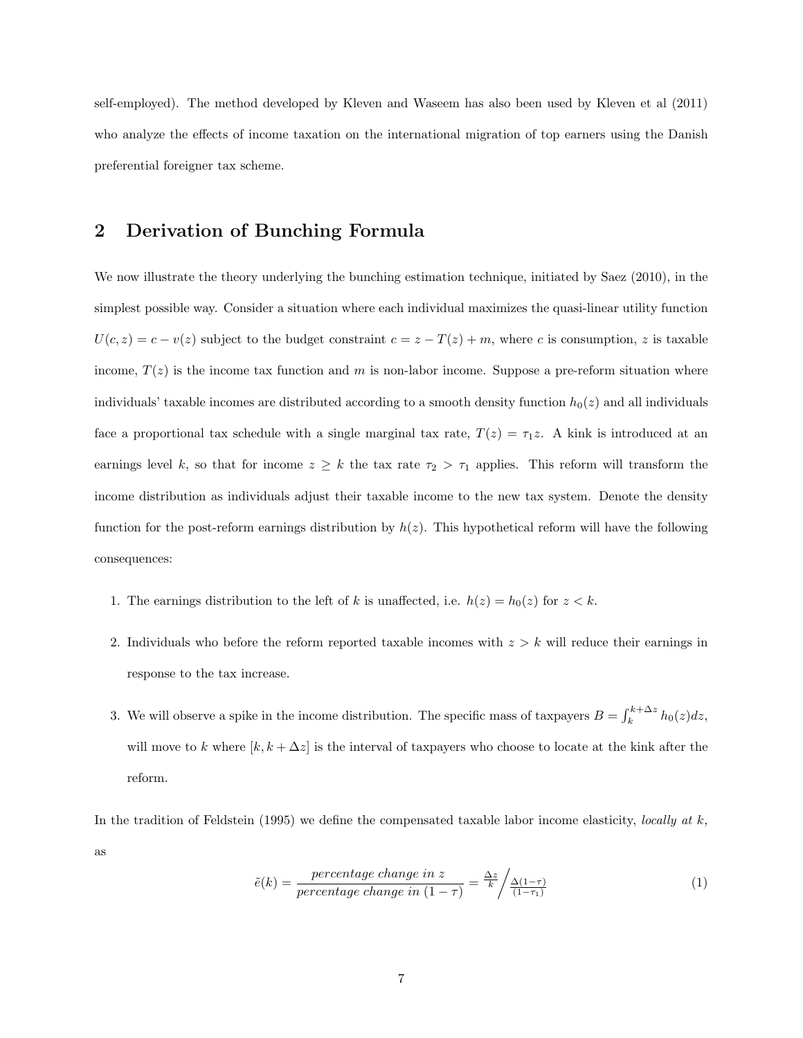self-employed). The method developed by Kleven and Waseem has also been used by Kleven et al (2011) who analyze the effects of income taxation on the international migration of top earners using the Danish preferential foreigner tax scheme.

## 2 Derivation of Bunching Formula

We now illustrate the theory underlying the bunching estimation technique, initiated by Saez (2010), in the simplest possible way. Consider a situation where each individual maximizes the quasi-linear utility function $U(c, z) = c - v(z)$ subject to the budget constraint $c = z - T(z) + m$, where $c$ is consumption, $z$ is taxable income, $T(z)$ is the income tax function and $m$ is non-labor income. Suppose a pre-reform situation where individuals' taxable incomes are distributed according to a smooth density function $h_0(z)$ and all individuals face a proportional tax schedule with a single marginal tax rate, $T(z) = \tau_1 z$. A kink is introduced at an earnings level $k$, so that for income $z \geq k$ the tax rate $\tau_2 > \tau_1$ applies. This reform will transform the income distribution as individuals adjust their taxable income to the new tax system. Denote the density function for the post-reform earnings distribution by $h(z)$. This hypothetical reform will have the following consequences:

1. The earnings distribution to the left of $k$ is unaffected, i.e. $h(z) = h_0(z)$ for $z < k$.
2. Individuals who before the reform reported taxable incomes with $z > k$ will reduce their earnings in response to the tax increase.
3. We will observe a spike in the income distribution. The specific mass of taxpayers $B = \int_k^{k+\Delta z} h_0(z)dz$, will move to $k$ where $[k, k + \Delta z]$ is the interval of taxpayers who choose to locate at the kink after the reform.

In the tradition of Feldstein (1995) we define the compensated taxable labor income elasticity, *locally at k,* as

$$\tilde{e}(k) = \frac{\textit{percentage change in } z}{\textit{percentage change in } (1-\tau)} = \frac{\Delta z}{k} \bigg/ \frac{\Delta(1-\tau)}{(1-\tau_1)} \tag{1}$$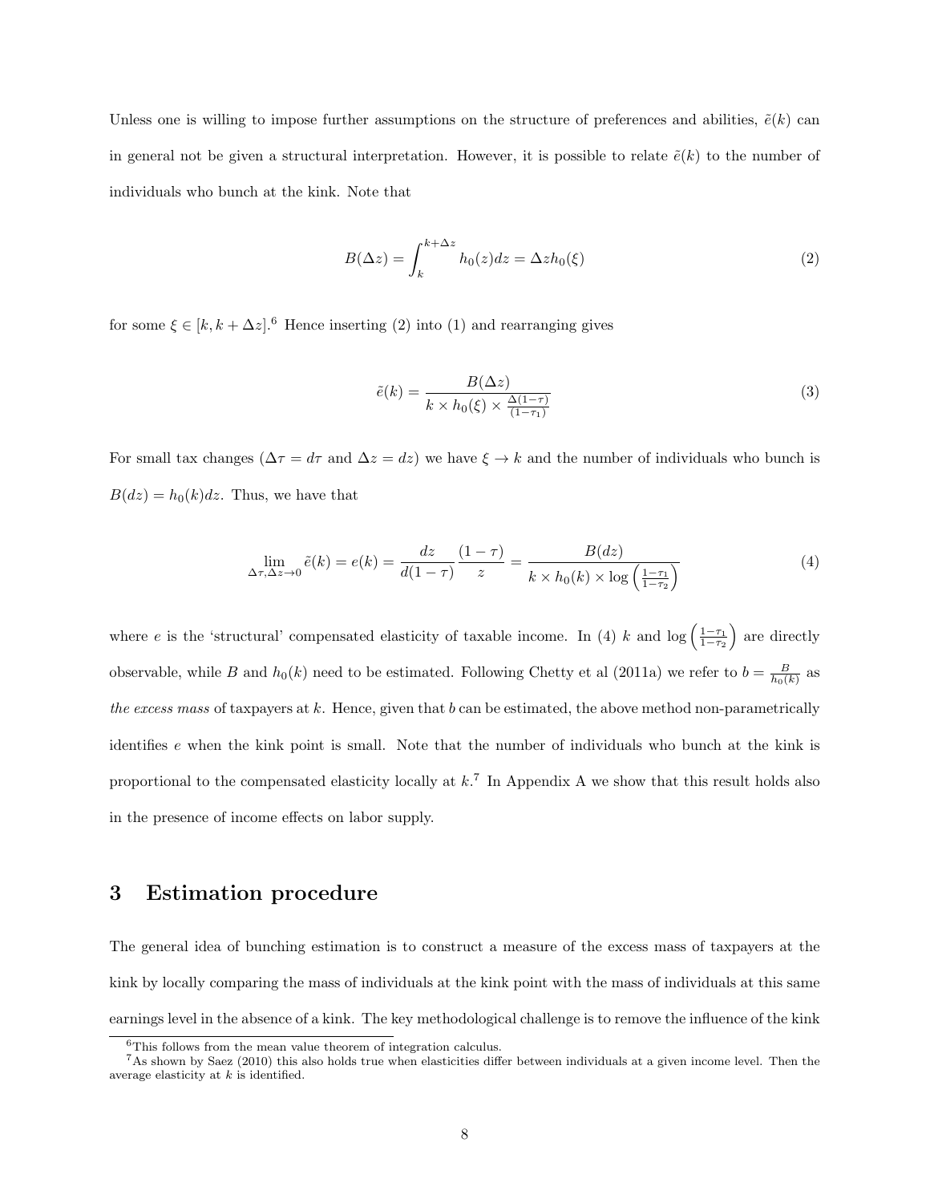Unless one is willing to impose further assumptions on the structure of preferences and abilities, $\tilde{e}(k)$ can in general not be given a structural interpretation. However, it is possible to relate $\tilde{e}(k)$ to the number of individuals who bunch at the kink. Note that

$$B(\Delta z) = \int_{k}^{k+\Delta z} h_0(z)dz = \Delta z h_0(\xi) \tag{2}$$

for some $\xi \in [k, k + \Delta z]$.[6] Hence inserting (2) into (1) and rearranging gives

$$\tilde{e}(k) = \frac{B(\Delta z)}{k \times h_0(\xi) \times \frac{\Delta(1-\tau)}{(1-\tau_1)}} \tag{3}$$

For small tax changes ($\Delta\tau = d\tau$ and $\Delta z = dz$) we have $\xi \to k$ and the number of individuals who bunch is $B(dz) = h_0(k)dz$. Thus, we have that

$$\lim_{\Delta\tau, \Delta z \to 0} \tilde{e}(k) = e(k) = \frac{dz}{d(1-\tau)} \frac{(1-\tau)}{z} = \frac{B(dz)}{k \times h_0(k) \times \log\left(\frac{1-\tau_1}{1-\tau_2}\right)} \tag{4}$$

where $e$ is the 'structural' compensated elasticity of taxable income. In (4) $k$ and $\log\left(\frac{1-\tau_1}{1-\tau_2}\right)$ are directly observable, while $B$ and $h_0(k)$ need to be estimated. Following Chetty et al (2011a) we refer to $b = \frac{B}{h_0(k)}$ as *the excess mass* of taxpayers at $k$. Hence, given that $b$ can be estimated, the above method non-parametrically identifies $e$ when the kink point is small. Note that the number of individuals who bunch at the kink is proportional to the compensated elasticity locally at $k$.[7] In Appendix A we show that this result holds also in the presence of income effects on labor supply.

# 3 Estimation procedure

The general idea of bunching estimation is to construct a measure of the excess mass of taxpayers at the kink by locally comparing the mass of individuals at the kink point with the mass of individuals at this same earnings level in the absence of a kink. The key methodological challenge is to remove the influence of the kink

[6] This follows from the mean value theorem of integration calculus.

[7] As shown by Saez (2010) this also holds true when elasticities differ between individuals at a given income level. Then the average elasticity at $k$ is identified.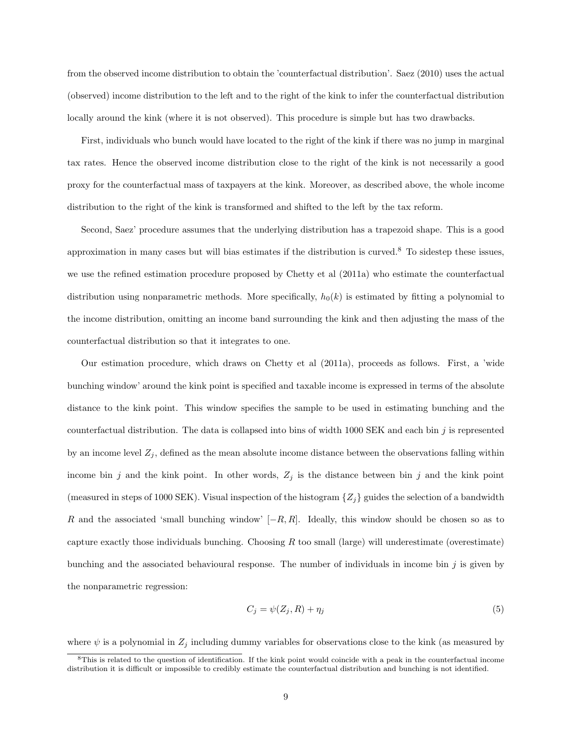from the observed income distribution to obtain the 'counterfactual distribution'. Saez (2010) uses the actual (observed) income distribution to the left and to the right of the kink to infer the counterfactual distribution locally around the kink (where it is not observed). This procedure is simple but has two drawbacks.

First, individuals who bunch would have located to the right of the kink if there was no jump in marginal tax rates. Hence the observed income distribution close to the right of the kink is not necessarily a good proxy for the counterfactual mass of taxpayers at the kink. Moreover, as described above, the whole income distribution to the right of the kink is transformed and shifted to the left by the tax reform.

Second, Saez' procedure assumes that the underlying distribution has a trapezoid shape. This is a good approximation in many cases but will bias estimates if the distribution is curved.[8] To sidestep these issues, we use the refined estimation procedure proposed by Chetty et al (2011a) who estimate the counterfactual distribution using nonparametric methods. More specifically, $h_0(k)$ is estimated by fitting a polynomial to the income distribution, omitting an income band surrounding the kink and then adjusting the mass of the counterfactual distribution so that it integrates to one.

Our estimation procedure, which draws on Chetty et al (2011a), proceeds as follows. First, a 'wide bunching window' around the kink point is specified and taxable income is expressed in terms of the absolute distance to the kink point. This window specifies the sample to be used in estimating bunching and the counterfactual distribution. The data is collapsed into bins of width 1000 SEK and each bin $j$ is represented by an income level $Z_j$, defined as the mean absolute income distance between the observations falling within income bin $j$ and the kink point. In other words, $Z_j$ is the distance between bin $j$ and the kink point (measured in steps of 1000 SEK). Visual inspection of the histogram $\{Z_j\}$ guides the selection of a bandwidth $R$ and the associated 'small bunching window' $[-R, R]$. Ideally, this window should be chosen so as to capture exactly those individuals bunching. Choosing $R$ too small (large) will underestimate (overestimate) bunching and the associated behavioural response. The number of individuals in income bin $j$ is given by the nonparametric regression:

$$C_j = \psi(Z_j, R) + \eta_j \tag{5}$$

where $\psi$ is a polynomial in $Z_j$ including dummy variables for observations close to the kink (as measured by

[8] This is related to the question of identification. If the kink point would coincide with a peak in the counterfactual income distribution it is difficult or impossible to credibly estimate the counterfactual distribution and bunching is not identified.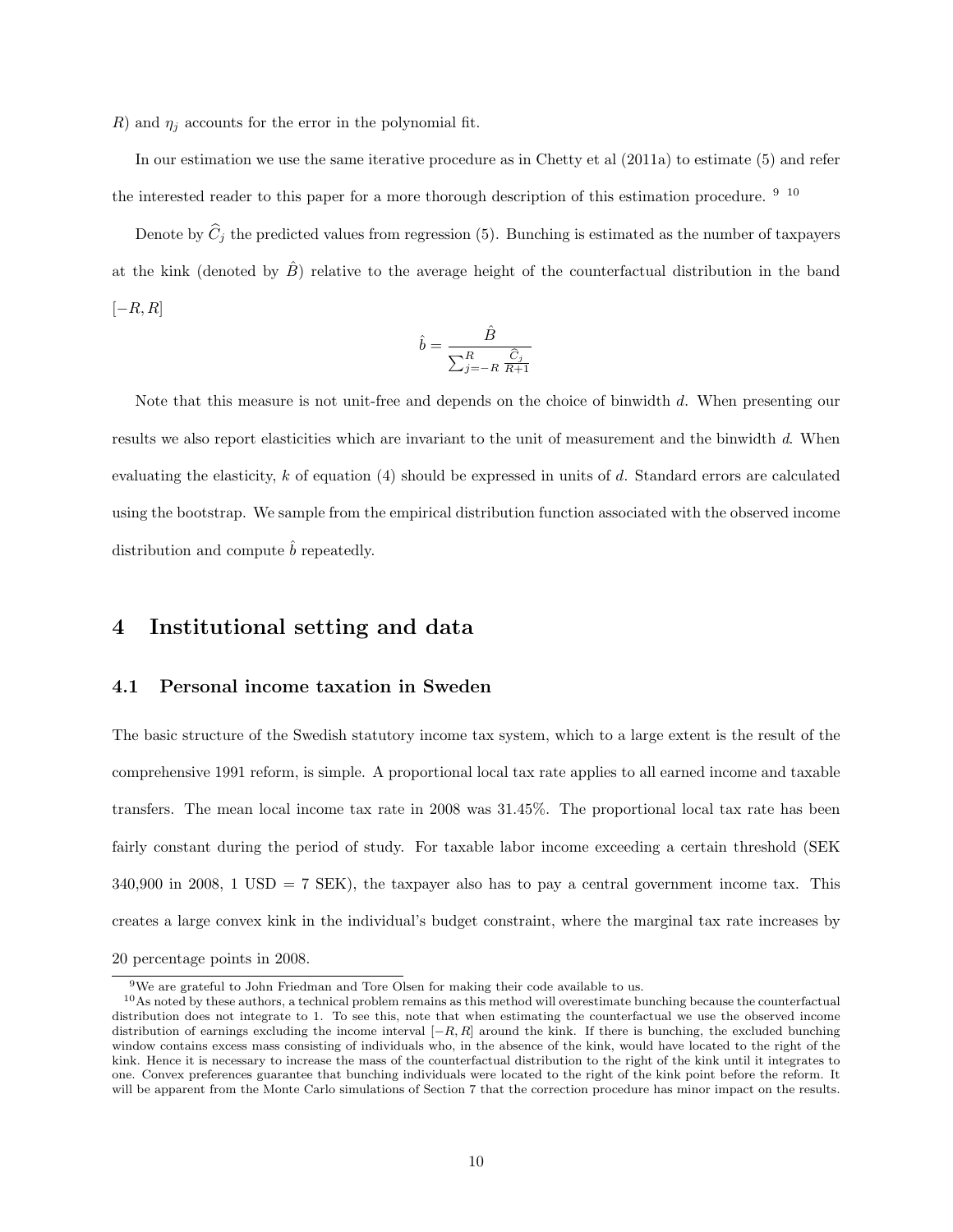$R$) and $\eta_j$ accounts for the error in the polynomial fit.

In our estimation we use the same iterative procedure as in Chetty et al (2011a) to estimate (5) and refer the interested reader to this paper for a more thorough description of this estimation procedure. [9] [10]

Denote by $\widehat{C}_j$ the predicted values from regression (5). Bunching is estimated as the number of taxpayers at the kink (denoted by $\hat{B}$) relative to the average height of the counterfactual distribution in the band $[-R, R]$

$$\hat{b} = \frac{\hat{B}}{\sum_{j=-R}^{R} \frac{\widehat{C}_j}{R+1}}$$

Note that this measure is not unit-free and depends on the choice of binwidth $d$. When presenting our results we also report elasticities which are invariant to the unit of measurement and the binwidth $d$. When evaluating the elasticity, $k$ of equation (4) should be expressed in units of $d$. Standard errors are calculated using the bootstrap. We sample from the empirical distribution function associated with the observed income distribution and compute $\hat{b}$ repeatedly.

# 4 Institutional setting and data

## 4.1 Personal income taxation in Sweden

The basic structure of the Swedish statutory income tax system, which to a large extent is the result of the comprehensive 1991 reform, is simple. A proportional local tax rate applies to all earned income and taxable transfers. The mean local income tax rate in 2008 was 31.45%. The proportional local tax rate has been fairly constant during the period of study. For taxable labor income exceeding a certain threshold (SEK 340,900 in 2008, 1 USD = 7 SEK), the taxpayer also has to pay a central government income tax. This creates a large convex kink in the individual's budget constraint, where the marginal tax rate increases by 20 percentage points in 2008.

[9] We are grateful to John Friedman and Tore Olsen for making their code available to us.

[10] As noted by these authors, a technical problem remains as this method will overestimate bunching because the counterfactual distribution does not integrate to 1. To see this, note that when estimating the counterfactual we use the observed income distribution of earnings excluding the income interval $[-R, R]$ around the kink. If there is bunching, the excluded bunching window contains excess mass consisting of individuals who, in the absence of the kink, would have located to the right of the kink. Hence it is necessary to increase the mass of the counterfactual distribution to the right of the kink until it integrates to one. Convex preferences guarantee that bunching individuals were located to the right of the kink point before the reform. It will be apparent from the Monte Carlo simulations of Section 7 that the correction procedure has minor impact on the results.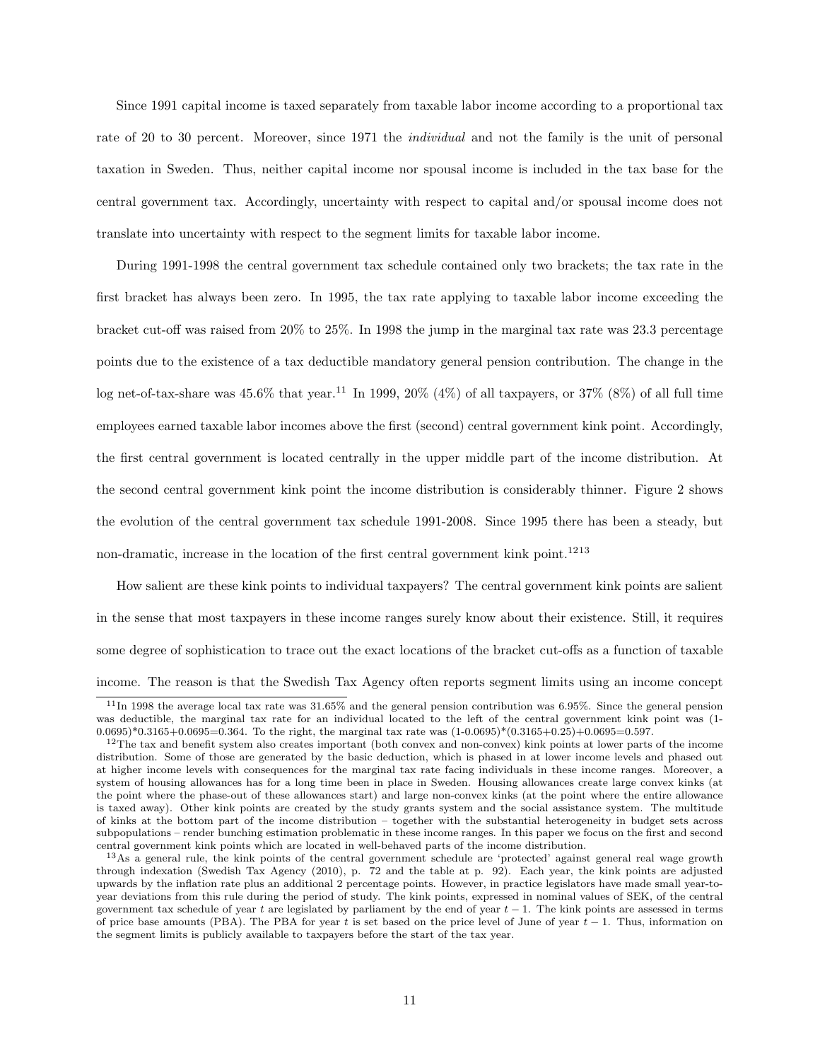Since 1991 capital income is taxed separately from taxable labor income according to a proportional tax rate of 20 to 30 percent. Moreover, since 1971 the *individual* and not the family is the unit of personal taxation in Sweden. Thus, neither capital income nor spousal income is included in the tax base for the central government tax. Accordingly, uncertainty with respect to capital and/or spousal income does not translate into uncertainty with respect to the segment limits for taxable labor income.

During 1991-1998 the central government tax schedule contained only two brackets; the tax rate in the first bracket has always been zero. In 1995, the tax rate applying to taxable labor income exceeding the bracket cut-off was raised from 20% to 25%. In 1998 the jump in the marginal tax rate was 23.3 percentage points due to the existence of a tax deductible mandatory general pension contribution. The change in the log net-of-tax-share was 45.6% that year.[11] In 1999, 20% (4%) of all taxpayers, or 37% (8%) of all full time employees earned taxable labor incomes above the first (second) central government kink point. Accordingly, the first central government is located centrally in the upper middle part of the income distribution. At the second central government kink point the income distribution is considerably thinner. Figure 2 shows the evolution of the central government tax schedule 1991-2008. Since 1995 there has been a steady, but non-dramatic, increase in the location of the first central government kink point.[12][13]

How salient are these kink points to individual taxpayers? The central government kink points are salient in the sense that most taxpayers in these income ranges surely know about their existence. Still, it requires some degree of sophistication to trace out the exact locations of the bracket cut-offs as a function of taxable income. The reason is that the Swedish Tax Agency often reports segment limits using an income concept

[11] In 1998 the average local tax rate was 31.65% and the general pension contribution was 6.95%. Since the general pension was deductible, the marginal tax rate for an individual located to the left of the central government kink point was (1-0.0695)*0.3165+0.0695=0.364. To the right, the marginal tax rate was (1-0.0695)*(0.3165+0.25)+0.0695=0.597.

[12] The tax and benefit system also creates important (both convex and non-convex) kink points at lower parts of the income distribution. Some of those are generated by the basic deduction, which is phased in at lower income levels and phased out at higher income levels with consequences for the marginal tax rate facing individuals in these income ranges. Moreover, a system of housing allowances has for a long time been in place in Sweden. Housing allowances create large convex kinks (at the point where the phase-out of these allowances start) and large non-convex kinks (at the point where the entire allowance is taxed away). Other kink points are created by the study grants system and the social assistance system. The multitude of kinks at the bottom part of the income distribution – together with the substantial heterogeneity in budget sets across subpopulations – render bunching estimation problematic in these income ranges. In this paper we focus on the first and second central government kink points which are located in well-behaved parts of the income distribution.

[13] As a general rule, the kink points of the central government schedule are 'protected' against general real wage growth through indexation (Swedish Tax Agency (2010), p. 72 and the table at p. 92). Each year, the kink points are adjusted upwards by the inflation rate plus an additional 2 percentage points. However, in practice legislators have made small year-to-year deviations from this rule during the period of study. The kink points, expressed in nominal values of SEK, of the central government tax schedule of year $t$ are legislated by parliament by the end of year $t-1$. The kink points are assessed in terms of price base amounts (PBA). The PBA for year $t$ is set based on the price level of June of year $t-1$. Thus, information on the segment limits is publicly available to taxpayers before the start of the tax year.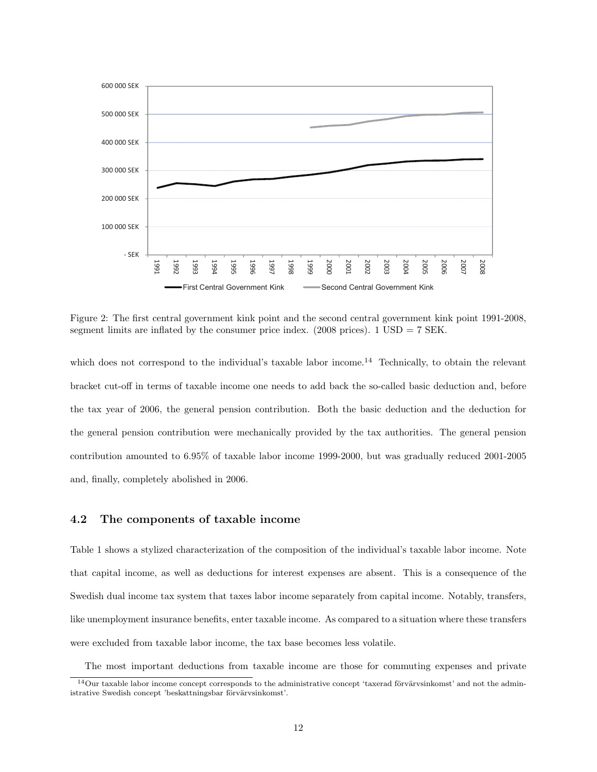Figure 2: The first central government kink point and the second central government kink point 1991-2008, segment limits are inflated by the consumer price index. (2008 prices). 1 USD = 7 SEK.

which does not correspond to the individual's taxable labor income.[14] Technically, to obtain the relevant bracket cut-off in terms of taxable income one needs to add back the so-called basic deduction and, before the tax year of 2006, the general pension contribution. Both the basic deduction and the deduction for the general pension contribution were mechanically provided by the tax authorities. The general pension contribution amounted to 6.95% of taxable labor income 1999-2000, but was gradually reduced 2001-2005 and, finally, completely abolished in 2006.

### 4.2 The components of taxable income

Table 1 shows a stylized characterization of the composition of the individual's taxable labor income. Note that capital income, as well as deductions for interest expenses are absent. This is a consequence of the Swedish dual income tax system that taxes labor income separately from capital income. Notably, transfers, like unemployment insurance benefits, enter taxable income. As compared to a situation where these transfers were excluded from taxable labor income, the tax base becomes less volatile.

The most important deductions from taxable income are those for commuting expenses and private

[14] Our taxable labor income concept corresponds to the administrative concept 'taxerad förvärvsinkomst' and not the administrative Swedish concept 'beskattningsbar förvärvsinkomst'.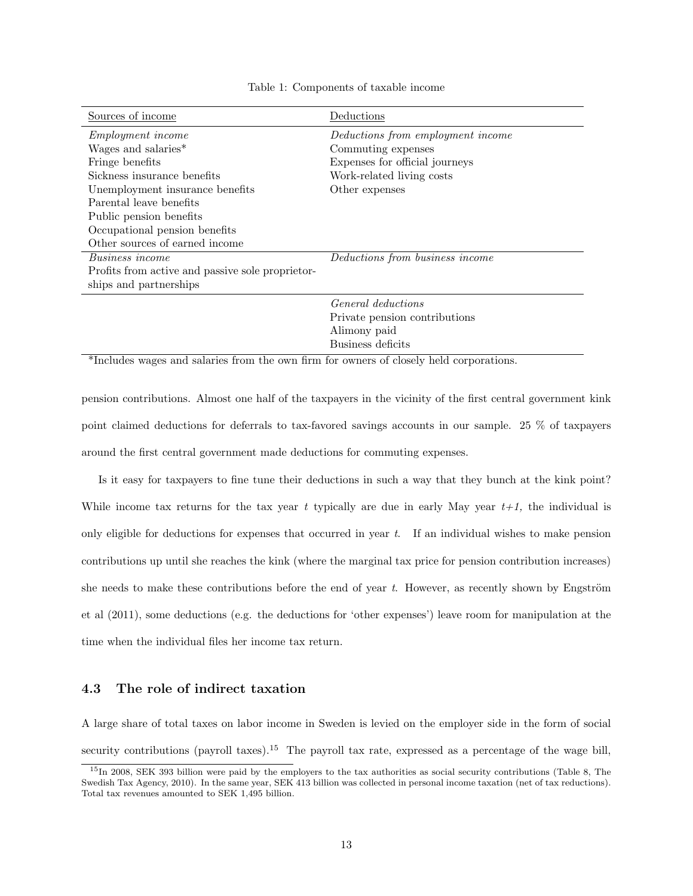Table 1: Components of taxable income

| Sources of income | Deductions |
|---|---|
| *Employment income* | *Deductions from employment income* |
| Wages and salaries* | Commuting expenses |
| Fringe benefits | Expenses for official journeys |
| Sickness insurance benefits | Work-related living costs |
| Unemployment insurance benefits | Other expenses |
| Parental leave benefits | |
| Public pension benefits | |
| Occupational pension benefits | |
| Other sources of earned income | |
| *Business income* | *Deductions from business income* |
| Profits from active and passive sole proprietorships and partnerships | |
| | *General deductions* |
| | Private pension contributions |
| | Alimony paid |
| | Business deficits |

*Includes wages and salaries from the own firm for owners of closely held corporations.

pension contributions. Almost one half of the taxpayers in the vicinity of the first central government kink point claimed deductions for deferrals to tax-favored savings accounts in our sample. 25 % of taxpayers around the first central government made deductions for commuting expenses.

Is it easy for taxpayers to fine tune their deductions in such a way that they bunch at the kink point? While income tax returns for the tax year $t$ typically are due in early May year $t+1$, the individual is only eligible for deductions for expenses that occurred in year $t$. If an individual wishes to make pension contributions up until she reaches the kink (where the marginal tax price for pension contribution increases) she needs to make these contributions before the end of year $t$. However, as recently shown by Engström et al (2011), some deductions (e.g. the deductions for 'other expenses') leave room for manipulation at the time when the individual files her income tax return.

### 4.3 The role of indirect taxation

A large share of total taxes on labor income in Sweden is levied on the employer side in the form of social security contributions (payroll taxes).[15] The payroll tax rate, expressed as a percentage of the wage bill,

[15] In 2008, SEK 393 billion were paid by the employers to the tax authorities as social security contributions (Table 8, The Swedish Tax Agency, 2010). In the same year, SEK 413 billion was collected in personal income taxation (net of tax reductions). Total tax revenues amounted to SEK 1,495 billion.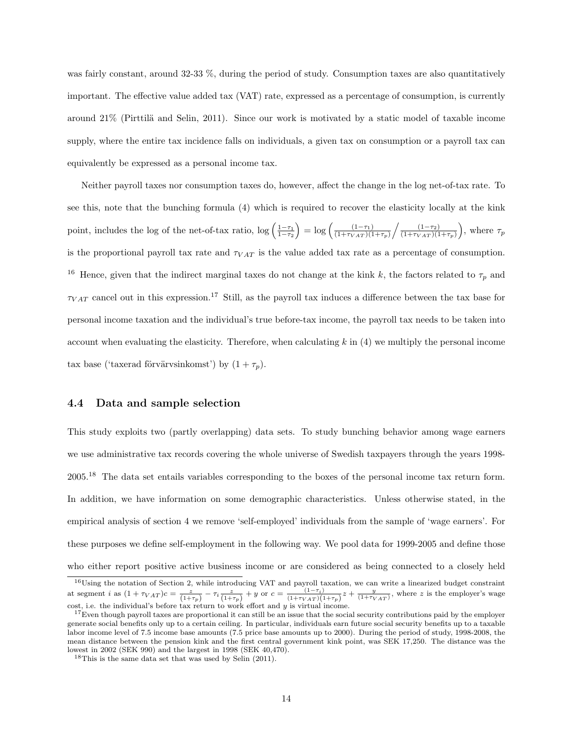was fairly constant, around 32-33 %, during the period of study. Consumption taxes are also quantitatively important. The effective value added tax (VAT) rate, expressed as a percentage of consumption, is currently around 21% (Pirttilä and Selin, 2011). Since our work is motivated by a static model of taxable income supply, where the entire tax incidence falls on individuals, a given tax on consumption or a payroll tax can equivalently be expressed as a personal income tax.

Neither payroll taxes nor consumption taxes do, however, affect the change in the log net-of-tax rate. To see this, note that the bunching formula (4) which is required to recover the elasticity locally at the kink point, includes the log of the net-of-tax ratio, $\log\left(\frac{1-\tau_1}{1-\tau_2}\right) = \log\left(\frac{(1-\tau_1)}{(1+\tau_{VAT})(1+\tau_p)} \Big/ \frac{(1-\tau_2)}{(1+\tau_{VAT})(1+\tau_p)}\right)$, where $\tau_p$ is the proportional payroll tax rate and $\tau_{VAT}$ is the value added tax rate as a percentage of consumption. [16] Hence, given that the indirect marginal taxes do not change at the kink $k$, the factors related to $\tau_p$ and $\tau_{VAT}$ cancel out in this expression.[17] Still, as the payroll tax induces a difference between the tax base for personal income taxation and the individual's true before-tax income, the payroll tax needs to be taken into account when evaluating the elasticity. Therefore, when calculating $k$ in (4) we multiply the personal income tax base ('taxerad förvärvsinkomst') by $(1 + \tau_p)$.

## 4.4 Data and sample selection

This study exploits two (partly overlapping) data sets. To study bunching behavior among wage earners we use administrative tax records covering the whole universe of Swedish taxpayers through the years 1998-2005.[18] The data set entails variables corresponding to the boxes of the personal income tax return form. In addition, we have information on some demographic characteristics. Unless otherwise stated, in the empirical analysis of section 4 we remove 'self-employed' individuals from the sample of 'wage earners'. For these purposes we define self-employment in the following way. We pool data for 1999-2005 and define those who either report positive active business income or are considered as being connected to a closely held

---

[16] Using the notation of Section 2, while introducing VAT and payroll taxation, we can write a linearized budget constraint at segment $i$ as $(1+\tau_{VAT})c = \frac{z}{(1+\tau_p)} - \tau_i \frac{z}{(1+\tau_p)} + y$ or $c = \frac{(1-\tau_i)}{(1+\tau_{VAT})(1+\tau_p)} z + \frac{y}{(1+\tau_{VAT})}$, where $z$ is the employer's wage cost, i.e. the individual's before tax return to work effort and $y$ is virtual income.

[17] Even though payroll taxes are proportional it can still be an issue that the social security contributions paid by the employer generate social benefits only up to a certain ceiling. In particular, individuals earn future social security benefits up to a taxable labor income level of 7.5 income base amounts (7.5 price base amounts up to 2000). During the period of study, 1998-2008, the mean distance between the pension kink and the first central government kink point, was SEK 17,250. The distance was the lowest in 2002 (SEK 990) and the largest in 1998 (SEK 40,470).

[18] This is the same data set that was used by Selin (2011).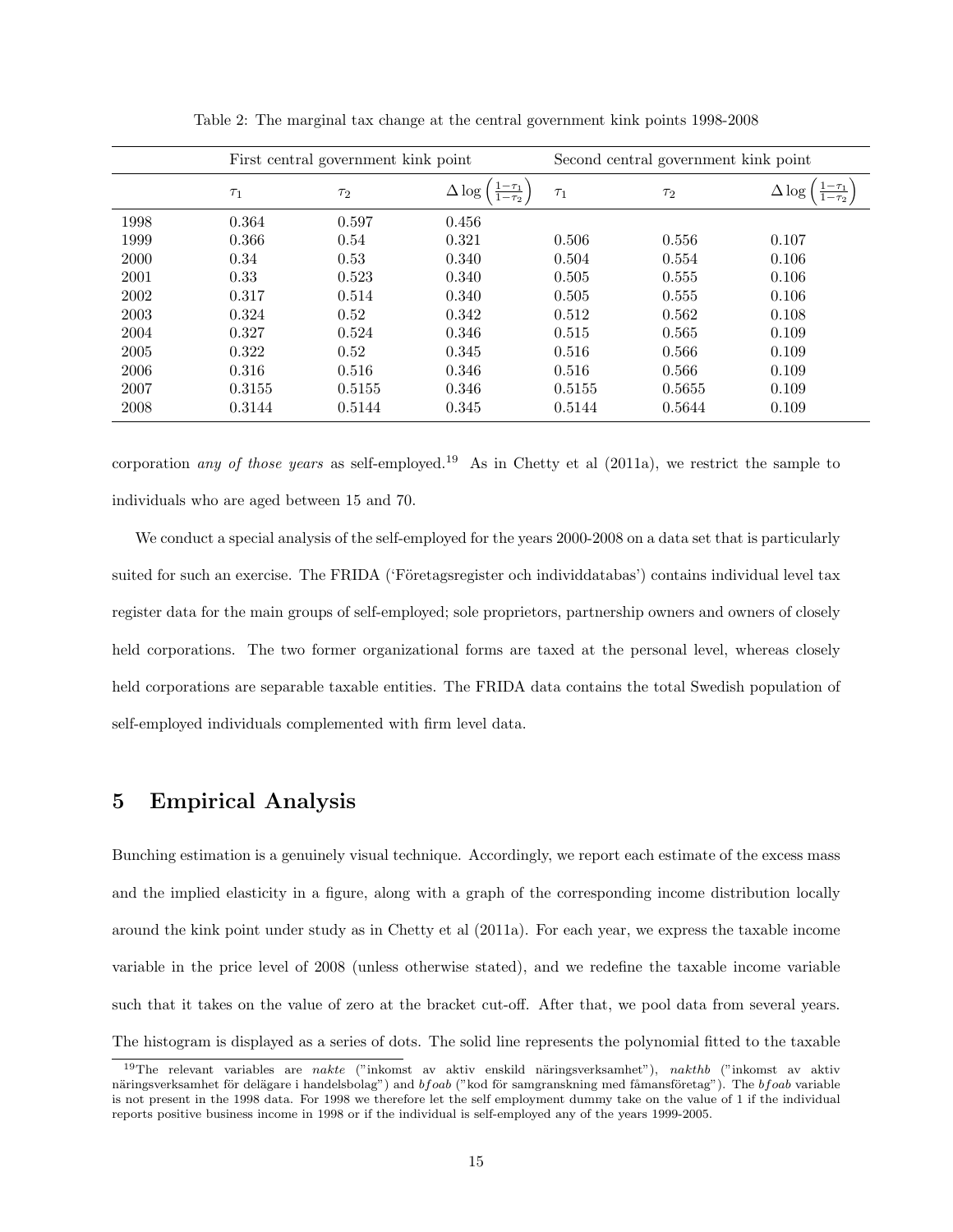Table 2: The marginal tax change at the central government kink points 1998-2008

| | First central government kink point | | | Second central government kink point | | |
|---|---|---|---|---|---|---|
| | $\tau_1$ | $\tau_2$ | $\Delta \log \left(\frac{1-\tau_1}{1-\tau_2}\right)$ | $\tau_1$ | $\tau_2$ | $\Delta \log \left(\frac{1-\tau_1}{1-\tau_2}\right)$ |
| 1998 | 0.364 | 0.597 | 0.456 | | | |
| 1999 | 0.366 | 0.54 | 0.321 | 0.506 | 0.556 | 0.107 |
| 2000 | 0.34 | 0.53 | 0.340 | 0.504 | 0.554 | 0.106 |
| 2001 | 0.33 | 0.523 | 0.340 | 0.505 | 0.555 | 0.106 |
| 2002 | 0.317 | 0.514 | 0.340 | 0.505 | 0.555 | 0.106 |
| 2003 | 0.324 | 0.52 | 0.342 | 0.512 | 0.562 | 0.108 |
| 2004 | 0.327 | 0.524 | 0.346 | 0.515 | 0.565 | 0.109 |
| 2005 | 0.322 | 0.52 | 0.345 | 0.516 | 0.566 | 0.109 |
| 2006 | 0.316 | 0.516 | 0.346 | 0.516 | 0.566 | 0.109 |
| 2007 | 0.3155 | 0.5155 | 0.346 | 0.5155 | 0.5655 | 0.109 |
| 2008 | 0.3144 | 0.5144 | 0.345 | 0.5144 | 0.5644 | 0.109 |

corporation *any of those years* as self-employed.[19] As in Chetty et al (2011a), we restrict the sample to individuals who are aged between 15 and 70.

We conduct a special analysis of the self-employed for the years 2000-2008 on a data set that is particularly suited for such an exercise. The FRIDA ('Företagsregister och individdatabas') contains individual level tax register data for the main groups of self-employed; sole proprietors, partnership owners and owners of closely held corporations. The two former organizational forms are taxed at the personal level, whereas closely held corporations are separable taxable entities. The FRIDA data contains the total Swedish population of self-employed individuals complemented with firm level data.

# 5 Empirical Analysis

Bunching estimation is a genuinely visual technique. Accordingly, we report each estimate of the excess mass and the implied elasticity in a figure, along with a graph of the corresponding income distribution locally around the kink point under study as in Chetty et al (2011a). For each year, we express the taxable income variable in the price level of 2008 (unless otherwise stated), and we redefine the taxable income variable such that it takes on the value of zero at the bracket cut-off. After that, we pool data from several years. The histogram is displayed as a series of dots. The solid line represents the polynomial fitted to the taxable

[19] The relevant variables are *nakte* ("inkomst av aktiv enskild näringsverksamhet"), *nakthb* ("inkomst av aktiv näringsverksamhet för delägare i handelsbolag") and *bfoab* ("kod för samgranskning med fåmansföretag"). The *bfoab* variable is not present in the 1998 data. For 1998 we therefore let the self employment dummy take on the value of 1 if the individual reports positive business income in 1998 or if the individual is self-employed any of the years 1999-2005.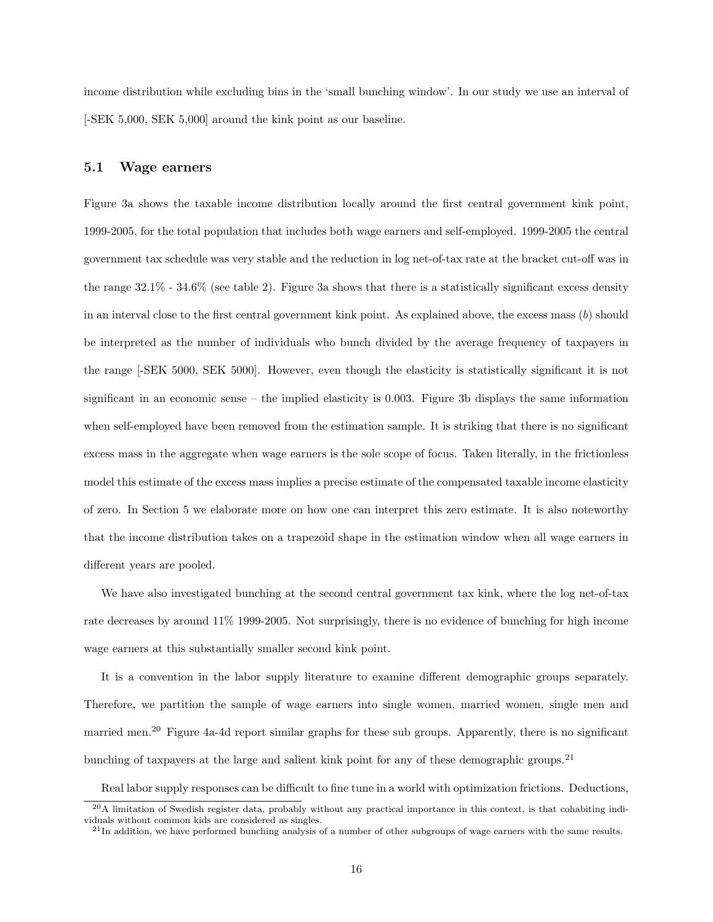income distribution while excluding bins in the 'small bunching window'. In our study we use an interval of [-SEK 5,000, SEK 5,000] around the kink point as our baseline.

### 5.1 Wage earners

Figure 3a shows the taxable income distribution locally around the first central government kink point, 1999-2005, for the total population that includes both wage earners and self-employed. 1999-2005 the central government tax schedule was very stable and the reduction in log net-of-tax rate at the bracket cut-off was in the range 32.1% - 34.6% (see table 2). Figure 3a shows that there is a statistically significant excess density in an interval close to the first central government kink point. As explained above, the excess mass ($b$) should be interpreted as the number of individuals who bunch divided by the average frequency of taxpayers in the range [-SEK 5000, SEK 5000]. However, even though the elasticity is statistically significant it is not significant in an economic sense – the implied elasticity is 0.003. Figure 3b displays the same information when self-employed have been removed from the estimation sample. It is striking that there is no significant excess mass in the aggregate when wage earners is the sole scope of focus. Taken literally, in the frictionless model this estimate of the excess mass implies a precise estimate of the compensated taxable income elasticity of zero. In Section 5 we elaborate more on how one can interpret this zero estimate. It is also noteworthy that the income distribution takes on a trapezoid shape in the estimation window when all wage earners in different years are pooled.

We have also investigated bunching at the second central government tax kink, where the log net-of-tax rate decreases by around 11% 1999-2005. Not surprisingly, there is no evidence of bunching for high income wage earners at this substantially smaller second kink point.

It is a convention in the labor supply literature to examine different demographic groups separately. Therefore, we partition the sample of wage earners into single women, married women, single men and married men.[20] Figure 4a-4d report similar graphs for these sub groups. Apparently, there is no significant bunching of taxpayers at the large and salient kink point for any of these demographic groups.[21]

Real labor supply responses can be difficult to fine tune in a world with optimization frictions. Deductions,

[20] A limitation of Swedish register data, probably without any practical importance in this context, is that cohabiting individuals without common kids are considered as singles.

[21] In addition, we have performed bunching analysis of a number of other subgroups of wage earners with the same results.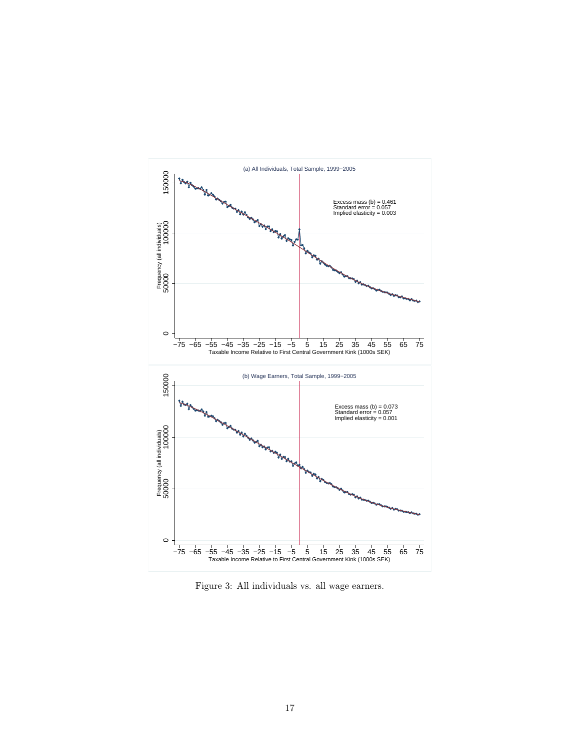Figure 3: All individuals vs. all wage earners.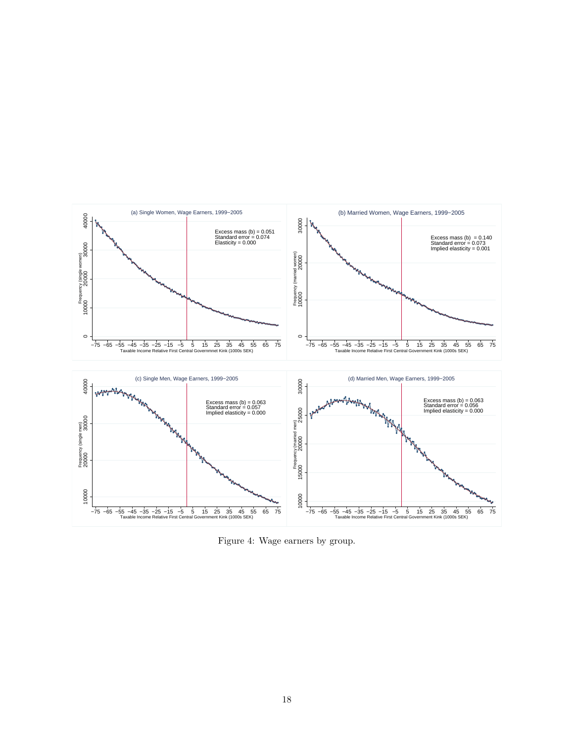(a) Single Women, Wage Earners, 1999−2005

Excess mass (b) = 0.051
Standard error = 0.074
Elasticity = 0.000

(b) Married Women, Wage Earners, 1999−2005

Excess mass (b) = 0.140
Standard error = 0.073
Implied elasticity = 0.001

(c) Single Men, Wage Earners, 1999−2005

Excess mass (b) = 0.063
Standard error = 0.057
Implied elasticity = 0.000

(d) Married Men, Wage Earners, 1999−2005

Excess mass (b) = 0.063
Standard error = 0.056
Implied elasticity = 0.000

Figure 4: Wage earners by group.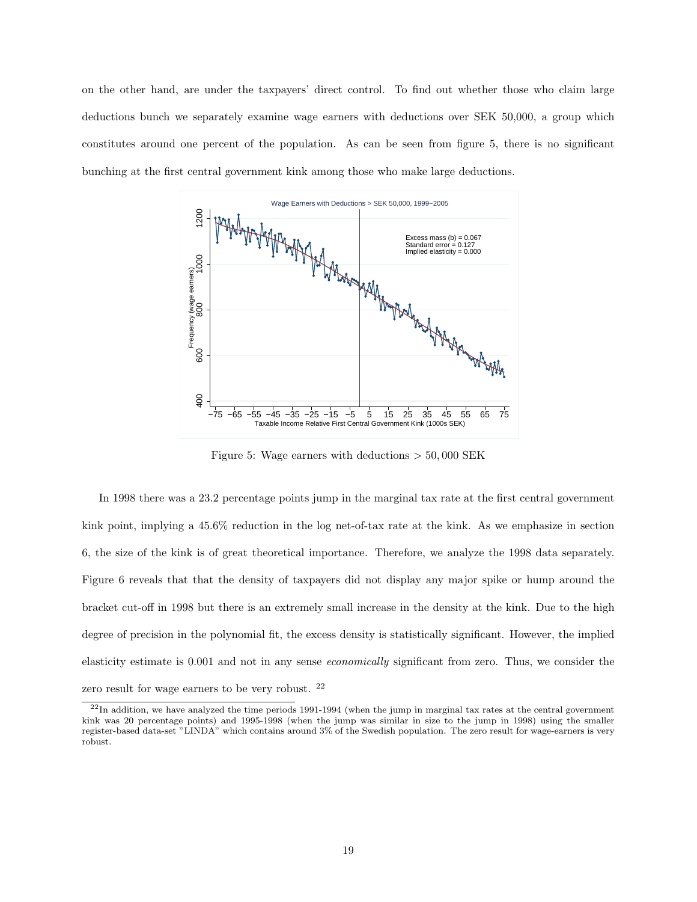on the other hand, are under the taxpayers' direct control. To find out whether those who claim large deductions bunch we separately examine wage earners with deductions over SEK 50,000, a group which constitutes around one percent of the population. As can be seen from figure 5, there is no significant bunching at the first central government kink among those who make large deductions.

Figure 5: Wage earners with deductions $> 50,000$ SEK

In 1998 there was a 23.2 percentage points jump in the marginal tax rate at the first central government kink point, implying a 45.6% reduction in the log net-of-tax rate at the kink. As we emphasize in section 6, the size of the kink is of great theoretical importance. Therefore, we analyze the 1998 data separately. Figure 6 reveals that that the density of taxpayers did not display any major spike or hump around the bracket cut-off in 1998 but there is an extremely small increase in the density at the kink. Due to the high degree of precision in the polynomial fit, the excess density is statistically significant. However, the implied elasticity estimate is 0.001 and not in any sense *economically* significant from zero. Thus, we consider the zero result for wage earners to be very robust. [22]

[22] In addition, we have analyzed the time periods 1991-1994 (when the jump in marginal tax rates at the central government kink was 20 percentage points) and 1995-1998 (when the jump was similar in size to the jump in 1998) using the smaller register-based data-set "LINDA" which contains around 3% of the Swedish population. The zero result for wage-earners is very robust.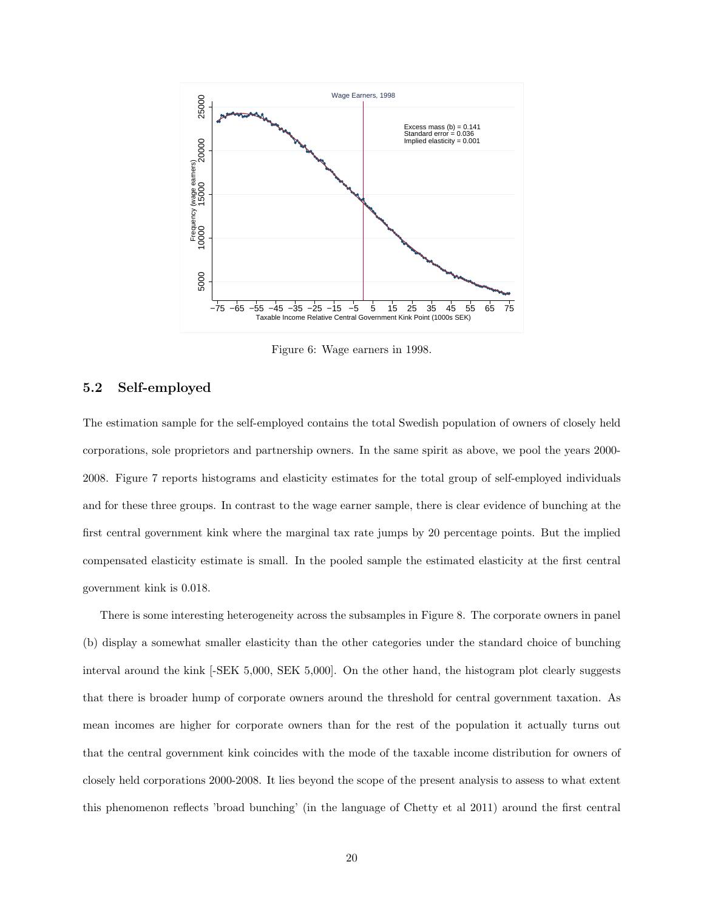Figure 6: Wage earners in 1998.

## 5.2 Self-employed

The estimation sample for the self-employed contains the total Swedish population of owners of closely held corporations, sole proprietors and partnership owners. In the same spirit as above, we pool the years 2000-2008. Figure 7 reports histograms and elasticity estimates for the total group of self-employed individuals and for these three groups. In contrast to the wage earner sample, there is clear evidence of bunching at the first central government kink where the marginal tax rate jumps by 20 percentage points. But the implied compensated elasticity estimate is small. In the pooled sample the estimated elasticity at the first central government kink is 0.018.

There is some interesting heterogeneity across the subsamples in Figure 8. The corporate owners in panel (b) display a somewhat smaller elasticity than the other categories under the standard choice of bunching interval around the kink [-SEK 5,000, SEK 5,000]. On the other hand, the histogram plot clearly suggests that there is broader hump of corporate owners around the threshold for central government taxation. As mean incomes are higher for corporate owners than for the rest of the population it actually turns out that the central government kink coincides with the mode of the taxable income distribution for owners of closely held corporations 2000-2008. It lies beyond the scope of the present analysis to assess to what extent this phenomenon reflects 'broad bunching' (in the language of Chetty et al 2011) around the first central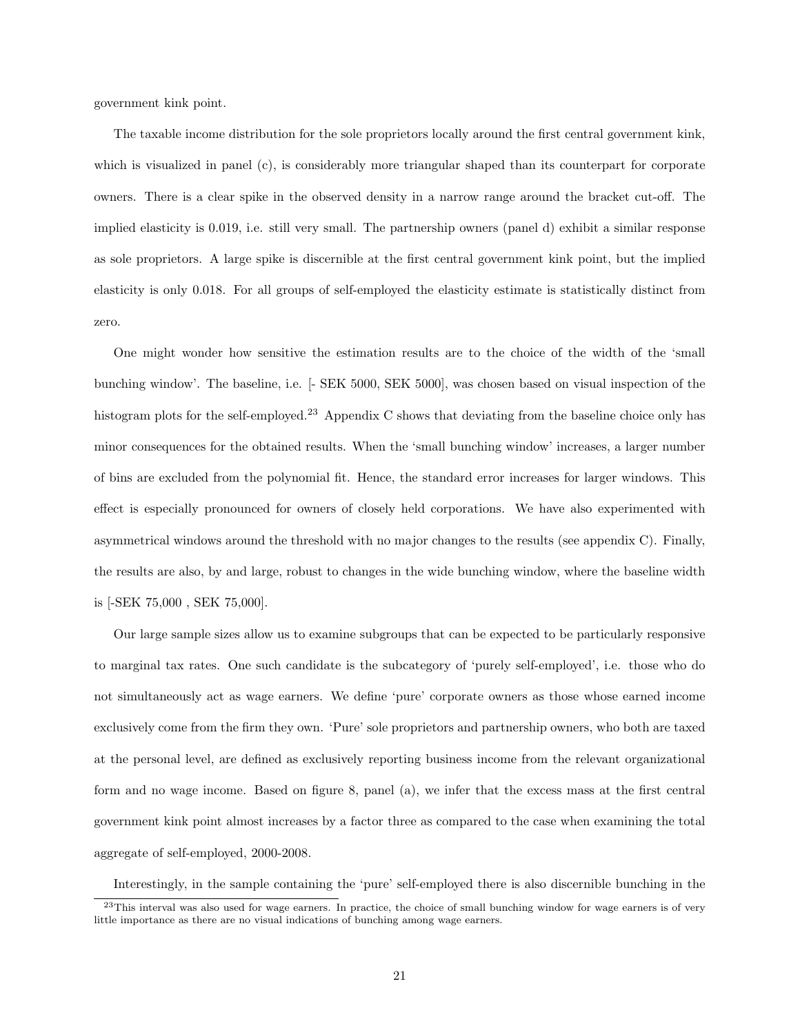government kink point.

The taxable income distribution for the sole proprietors locally around the first central government kink, which is visualized in panel (c), is considerably more triangular shaped than its counterpart for corporate owners. There is a clear spike in the observed density in a narrow range around the bracket cut-off. The implied elasticity is 0.019, i.e. still very small. The partnership owners (panel d) exhibit a similar response as sole proprietors. A large spike is discernible at the first central government kink point, but the implied elasticity is only 0.018. For all groups of self-employed the elasticity estimate is statistically distinct from zero.

One might wonder how sensitive the estimation results are to the choice of the width of the 'small bunching window'. The baseline, i.e. [- SEK 5000, SEK 5000], was chosen based on visual inspection of the histogram plots for the self-employed.[23] Appendix C shows that deviating from the baseline choice only has minor consequences for the obtained results. When the 'small bunching window' increases, a larger number of bins are excluded from the polynomial fit. Hence, the standard error increases for larger windows. This effect is especially pronounced for owners of closely held corporations. We have also experimented with asymmetrical windows around the threshold with no major changes to the results (see appendix C). Finally, the results are also, by and large, robust to changes in the wide bunching window, where the baseline width is [-SEK 75,000 , SEK 75,000].

Our large sample sizes allow us to examine subgroups that can be expected to be particularly responsive to marginal tax rates. One such candidate is the subcategory of 'purely self-employed', i.e. those who do not simultaneously act as wage earners. We define 'pure' corporate owners as those whose earned income exclusively come from the firm they own. 'Pure' sole proprietors and partnership owners, who both are taxed at the personal level, are defined as exclusively reporting business income from the relevant organizational form and no wage income. Based on figure 8, panel (a), we infer that the excess mass at the first central government kink point almost increases by a factor three as compared to the case when examining the total aggregate of self-employed, 2000-2008.

Interestingly, in the sample containing the 'pure' self-employed there is also discernible bunching in the

[23] This interval was also used for wage earners. In practice, the choice of small bunching window for wage earners is of very little importance as there are no visual indications of bunching among wage earners.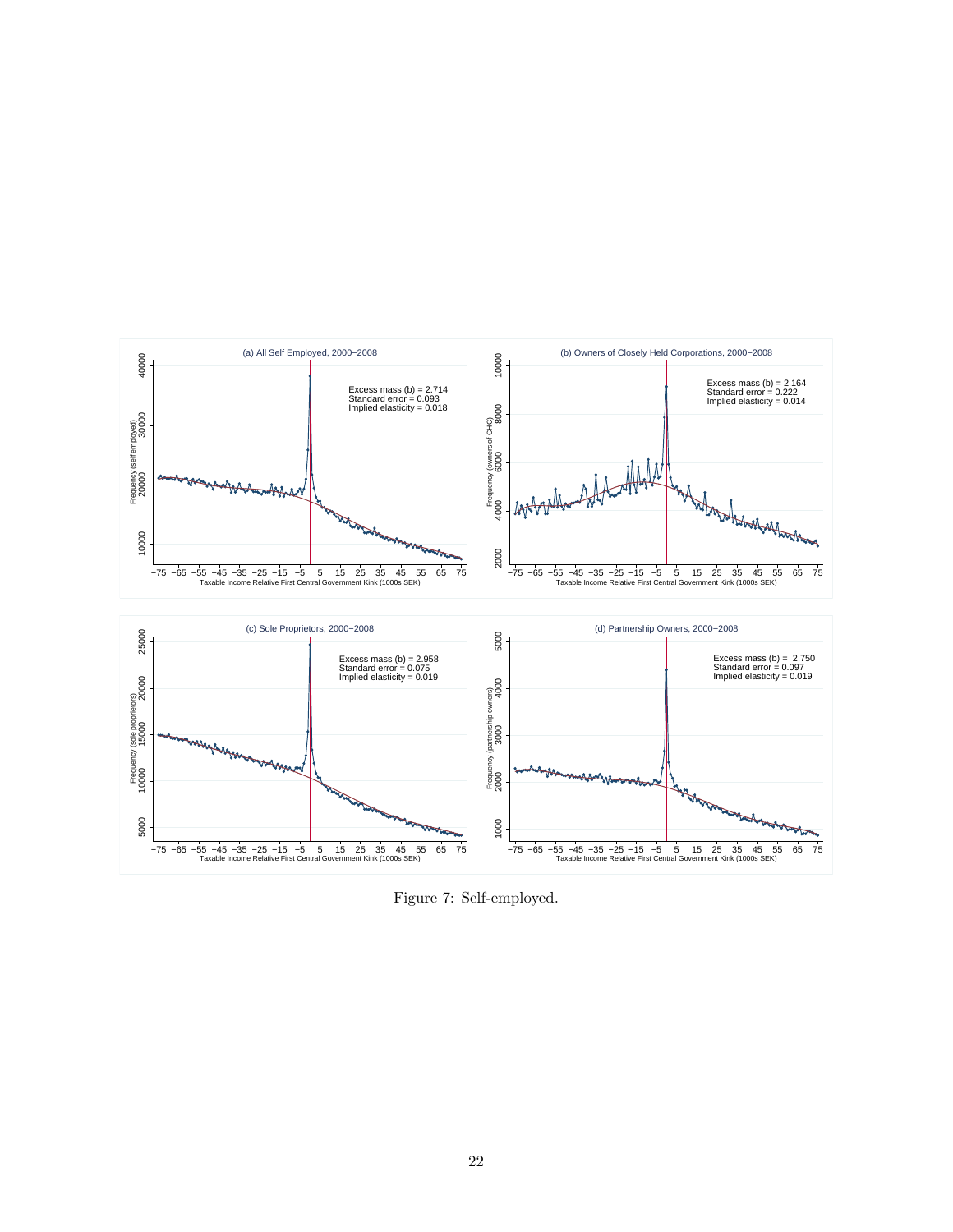Figure 7: Self-employed.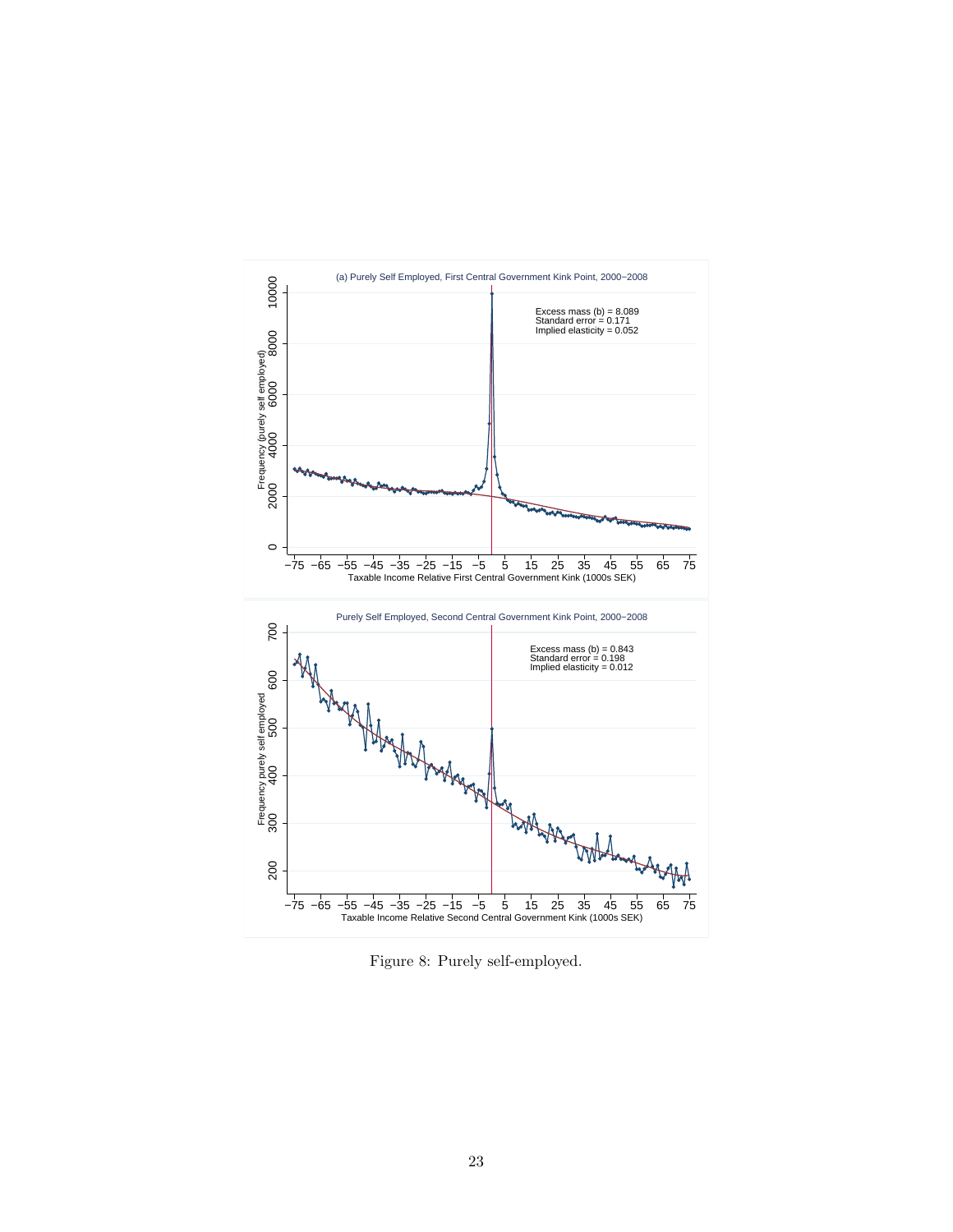Figure 8: Purely self-employed.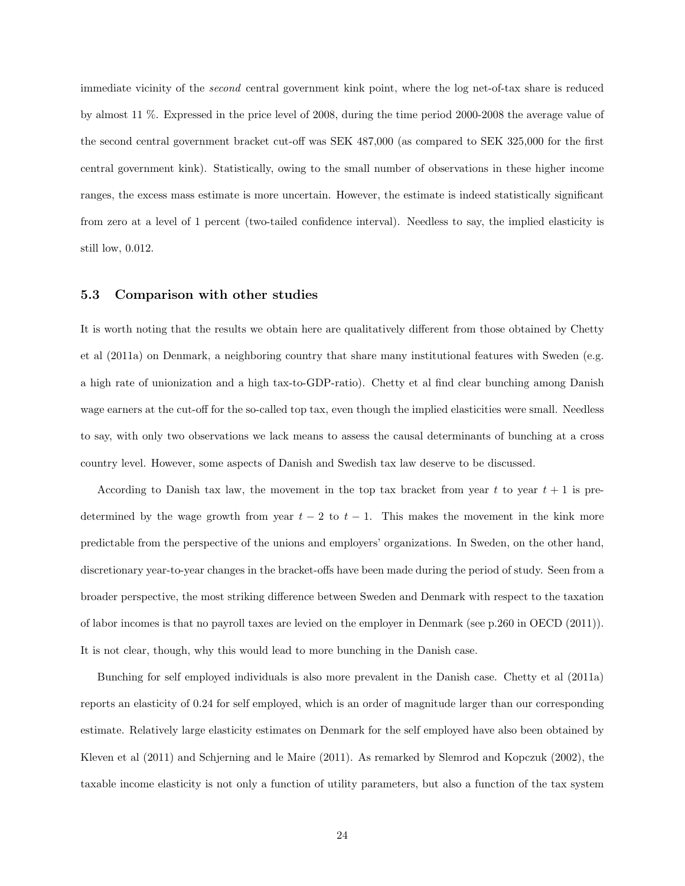immediate vicinity of the *second* central government kink point, where the log net-of-tax share is reduced by almost 11 %. Expressed in the price level of 2008, during the time period 2000-2008 the average value of the second central government bracket cut-off was SEK 487,000 (as compared to SEK 325,000 for the first central government kink). Statistically, owing to the small number of observations in these higher income ranges, the excess mass estimate is more uncertain. However, the estimate is indeed statistically significant from zero at a level of 1 percent (two-tailed confidence interval). Needless to say, the implied elasticity is still low, 0.012.

### 5.3 Comparison with other studies

It is worth noting that the results we obtain here are qualitatively different from those obtained by Chetty et al (2011a) on Denmark, a neighboring country that share many institutional features with Sweden (e.g. a high rate of unionization and a high tax-to-GDP-ratio). Chetty et al find clear bunching among Danish wage earners at the cut-off for the so-called top tax, even though the implied elasticities were small. Needless to say, with only two observations we lack means to assess the causal determinants of bunching at a cross country level. However, some aspects of Danish and Swedish tax law deserve to be discussed.

According to Danish tax law, the movement in the top tax bracket from year $t$ to year $t + 1$ is predetermined by the wage growth from year $t - 2$ to $t - 1$. This makes the movement in the kink more predictable from the perspective of the unions and employers' organizations. In Sweden, on the other hand, discretionary year-to-year changes in the bracket-offs have been made during the period of study. Seen from a broader perspective, the most striking difference between Sweden and Denmark with respect to the taxation of labor incomes is that no payroll taxes are levied on the employer in Denmark (see p.260 in OECD (2011)). It is not clear, though, why this would lead to more bunching in the Danish case.

Bunching for self employed individuals is also more prevalent in the Danish case. Chetty et al (2011a) reports an elasticity of 0.24 for self employed, which is an order of magnitude larger than our corresponding estimate. Relatively large elasticity estimates on Denmark for the self employed have also been obtained by Kleven et al (2011) and Schjerning and le Maire (2011). As remarked by Slemrod and Kopczuk (2002), the taxable income elasticity is not only a function of utility parameters, but also a function of the tax system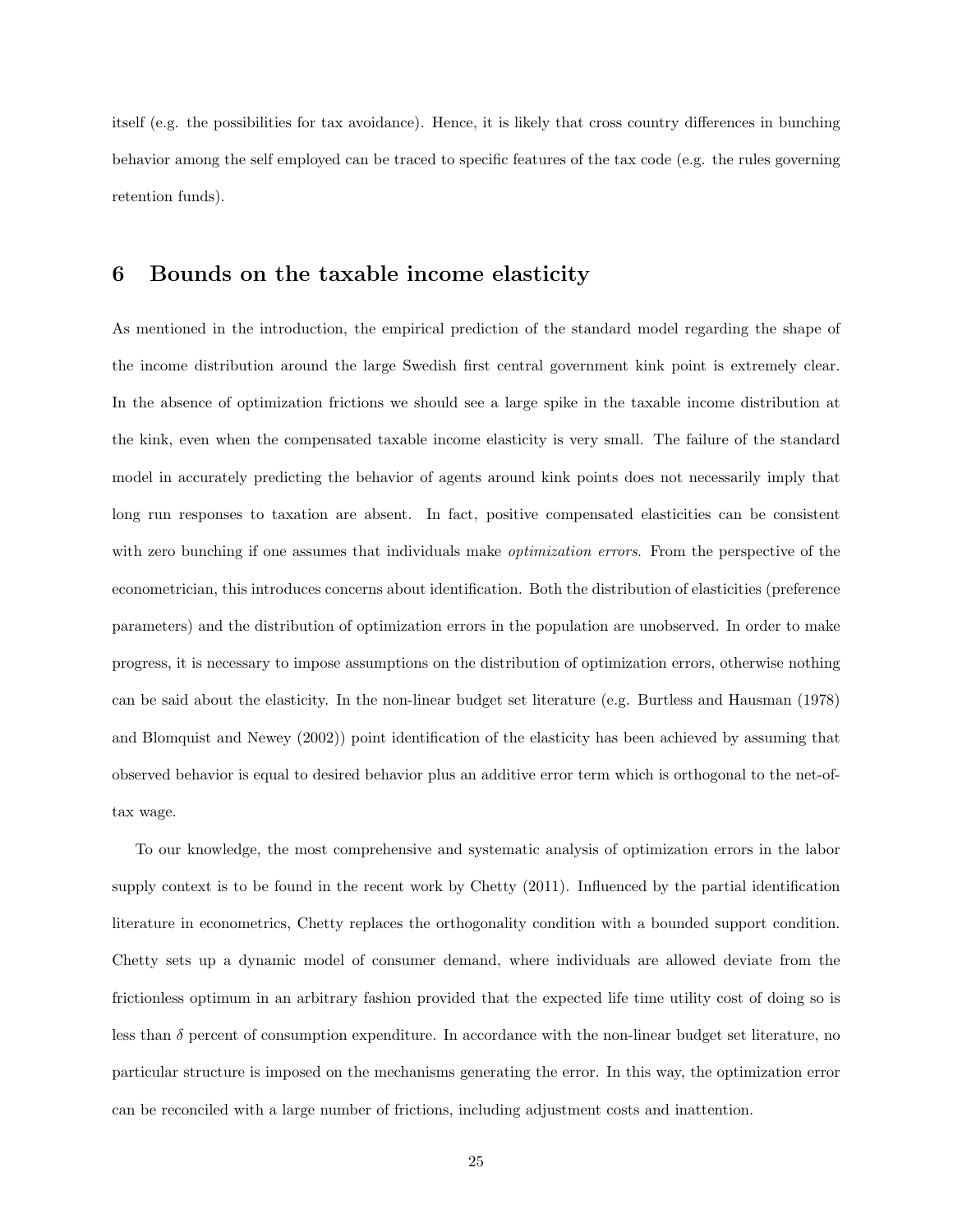itself (e.g. the possibilities for tax avoidance). Hence, it is likely that cross country differences in bunching behavior among the self employed can be traced to specific features of the tax code (e.g. the rules governing retention funds).

## 6 Bounds on the taxable income elasticity

As mentioned in the introduction, the empirical prediction of the standard model regarding the shape of the income distribution around the large Swedish first central government kink point is extremely clear. In the absence of optimization frictions we should see a large spike in the taxable income distribution at the kink, even when the compensated taxable income elasticity is very small. The failure of the standard model in accurately predicting the behavior of agents around kink points does not necessarily imply that long run responses to taxation are absent. In fact, positive compensated elasticities can be consistent with zero bunching if one assumes that individuals make *optimization errors*. From the perspective of the econometrician, this introduces concerns about identification. Both the distribution of elasticities (preference parameters) and the distribution of optimization errors in the population are unobserved. In order to make progress, it is necessary to impose assumptions on the distribution of optimization errors, otherwise nothing can be said about the elasticity. In the non-linear budget set literature (e.g. Burtless and Hausman (1978) and Blomquist and Newey (2002)) point identification of the elasticity has been achieved by assuming that observed behavior is equal to desired behavior plus an additive error term which is orthogonal to the net-of-tax wage.

To our knowledge, the most comprehensive and systematic analysis of optimization errors in the labor supply context is to be found in the recent work by Chetty (2011). Influenced by the partial identification literature in econometrics, Chetty replaces the orthogonality condition with a bounded support condition. Chetty sets up a dynamic model of consumer demand, where individuals are allowed deviate from the frictionless optimum in an arbitrary fashion provided that the expected life time utility cost of doing so is less than $\delta$ percent of consumption expenditure. In accordance with the non-linear budget set literature, no particular structure is imposed on the mechanisms generating the error. In this way, the optimization error can be reconciled with a large number of frictions, including adjustment costs and inattention.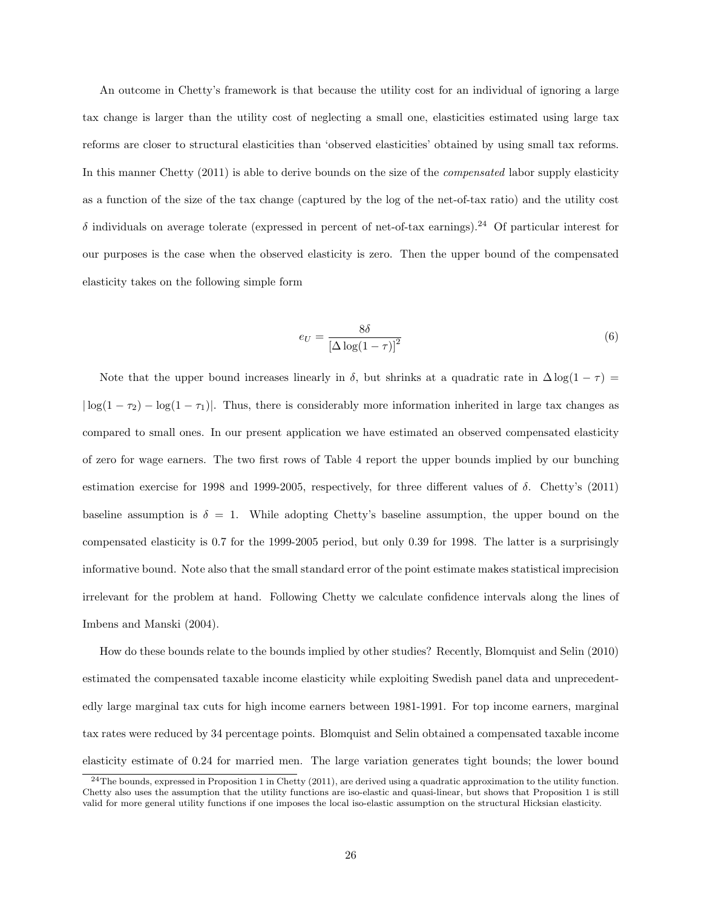An outcome in Chetty's framework is that because the utility cost for an individual of ignoring a large tax change is larger than the utility cost of neglecting a small one, elasticities estimated using large tax reforms are closer to structural elasticities than 'observed elasticities' obtained by using small tax reforms. In this manner Chetty (2011) is able to derive bounds on the size of the *compensated* labor supply elasticity as a function of the size of the tax change (captured by the log of the net-of-tax ratio) and the utility cost $\delta$ individuals on average tolerate (expressed in percent of net-of-tax earnings).[24] Of particular interest for our purposes is the case when the observed elasticity is zero. Then the upper bound of the compensated elasticity takes on the following simple form

$$e_U = \frac{8\delta}{\left[\Delta \log(1-\tau)\right]^2} \tag{6}$$

Note that the upper bound increases linearly in $\delta$, but shrinks at a quadratic rate in $\Delta \log(1-\tau) = |\log(1-\tau_2) - \log(1-\tau_1)|$. Thus, there is considerably more information inherited in large tax changes as compared to small ones. In our present application we have estimated an observed compensated elasticity of zero for wage earners. The two first rows of Table 4 report the upper bounds implied by our bunching estimation exercise for 1998 and 1999-2005, respectively, for three different values of $\delta$. Chetty's (2011) baseline assumption is $\delta = 1$. While adopting Chetty's baseline assumption, the upper bound on the compensated elasticity is 0.7 for the 1999-2005 period, but only 0.39 for 1998. The latter is a surprisingly informative bound. Note also that the small standard error of the point estimate makes statistical imprecision irrelevant for the problem at hand. Following Chetty we calculate confidence intervals along the lines of Imbens and Manski (2004).

How do these bounds relate to the bounds implied by other studies? Recently, Blomquist and Selin (2010) estimated the compensated taxable income elasticity while exploiting Swedish panel data and unprecedentedly large marginal tax cuts for high income earners between 1981-1991. For top income earners, marginal tax rates were reduced by 34 percentage points. Blomquist and Selin obtained a compensated taxable income elasticity estimate of 0.24 for married men. The large variation generates tight bounds; the lower bound

[24] The bounds, expressed in Proposition 1 in Chetty (2011), are derived using a quadratic approximation to the utility function. Chetty also uses the assumption that the utility functions are iso-elastic and quasi-linear, but shows that Proposition 1 is still valid for more general utility functions if one imposes the local iso-elastic assumption on the structural Hicksian elasticity.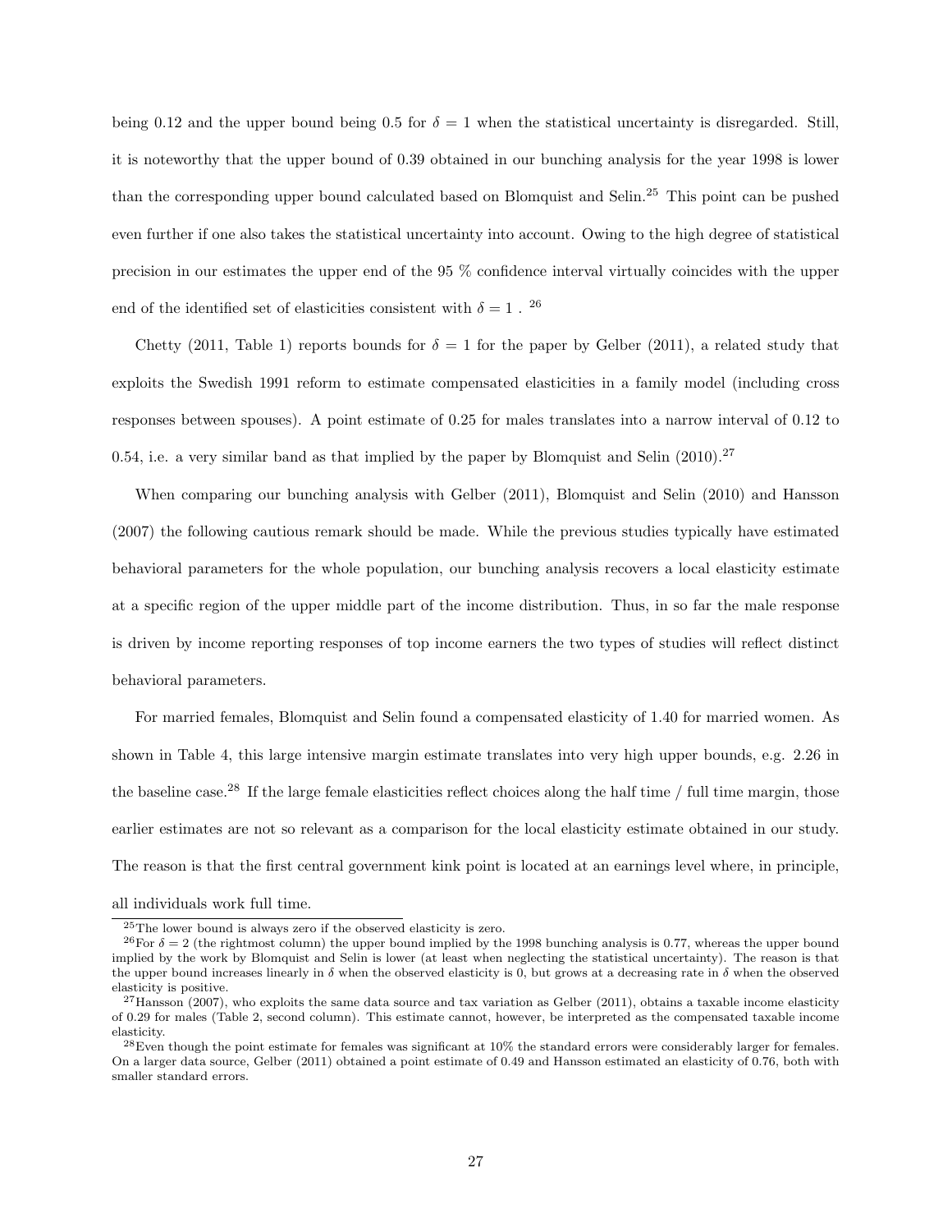being 0.12 and the upper bound being 0.5 for $\delta = 1$ when the statistical uncertainty is disregarded. Still, it is noteworthy that the upper bound of 0.39 obtained in our bunching analysis for the year 1998 is lower than the corresponding upper bound calculated based on Blomquist and Selin.[25] This point can be pushed even further if one also takes the statistical uncertainty into account. Owing to the high degree of statistical precision in our estimates the upper end of the 95 % confidence interval virtually coincides with the upper end of the identified set of elasticities consistent with $\delta = 1$ . [26]

Chetty (2011, Table 1) reports bounds for $\delta = 1$ for the paper by Gelber (2011), a related study that exploits the Swedish 1991 reform to estimate compensated elasticities in a family model (including cross responses between spouses). A point estimate of 0.25 for males translates into a narrow interval of 0.12 to 0.54, i.e. a very similar band as that implied by the paper by Blomquist and Selin (2010).[27]

When comparing our bunching analysis with Gelber (2011), Blomquist and Selin (2010) and Hansson (2007) the following cautious remark should be made. While the previous studies typically have estimated behavioral parameters for the whole population, our bunching analysis recovers a local elasticity estimate at a specific region of the upper middle part of the income distribution. Thus, in so far the male response is driven by income reporting responses of top income earners the two types of studies will reflect distinct behavioral parameters.

For married females, Blomquist and Selin found a compensated elasticity of 1.40 for married women. As shown in Table 4, this large intensive margin estimate translates into very high upper bounds, e.g. 2.26 in the baseline case.[28] If the large female elasticities reflect choices along the half time / full time margin, those earlier estimates are not so relevant as a comparison for the local elasticity estimate obtained in our study. The reason is that the first central government kink point is located at an earnings level where, in principle, all individuals work full time.

---

[25] The lower bound is always zero if the observed elasticity is zero.

[26] For $\delta = 2$ (the rightmost column) the upper bound implied by the 1998 bunching analysis is 0.77, whereas the upper bound implied by the work by Blomquist and Selin is lower (at least when neglecting the statistical uncertainty). The reason is that the upper bound increases linearly in $\delta$ when the observed elasticity is 0, but grows at a decreasing rate in $\delta$ when the observed elasticity is positive.

[27] Hansson (2007), who exploits the same data source and tax variation as Gelber (2011), obtains a taxable income elasticity of 0.29 for males (Table 2, second column). This estimate cannot, however, be interpreted as the compensated taxable income elasticity.

[28] Even though the point estimate for females was significant at 10% the standard errors were considerably larger for females. On a larger data source, Gelber (2011) obtained a point estimate of 0.49 and Hansson estimated an elasticity of 0.76, both with smaller standard errors.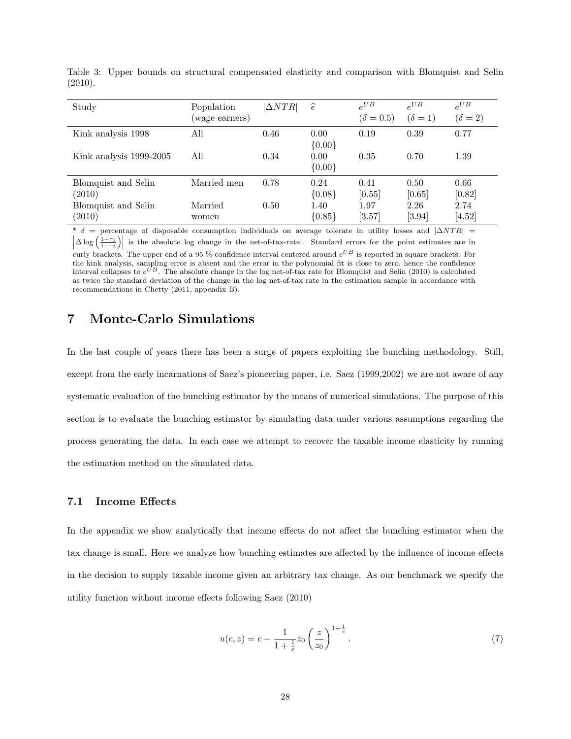Table 3: Upper bounds on structural compensated elasticity and comparison with Blomquist and Selin (2010).

| Study | Population (wage earners) | $\lvert \Delta NTR \rvert$ | $\widehat{e}$ | $e^{UB}$ ($\delta = 0.5$) | $e^{UB}$ ($\delta = 1$) | $e^{UB}$ ($\delta = 2$) |
|---|---|---|---|---|---|---|
| Kink analysis 1998 | All | 0.46 | 0.00 {0.00} | 0.19 | 0.39 | 0.77 |
| Kink analysis 1999-2005 | All | 0.34 | 0.00 {0.00} | 0.35 | 0.70 | 1.39 |
| Blomquist and Selin (2010) | Married men | 0.78 | 0.24 {0.08} | 0.41 [0.55] | 0.50 [0.65] | 0.66 [0.82] |
| Blomquist and Selin (2010) | Married women | 0.50 | 1.40 {0.85} | 1.97 [3.57] | 2.26 [3.94] | 2.74 [4.52] |

\* $\delta$ = percentage of disposable consumption individuals on average tolerate in utility losses and $\lvert \Delta NTR \rvert = \left\lvert \Delta \log \left( \frac{1-\tau_1}{1-\tau_2} \right) \right\rvert$ is the absolute log change in the net-of-tax-rate.. Standard errors for the point estimates are in curly brackets. The upper end of a 95 % confidence interval centered around $e^{UB}$ is reported in square brackets. For the kink analysis, sampling error is absent and the error in the polynomial fit is close to zero, hence the confidence interval collapses to $e^{UB}$. The absolute change in the log net-of-tax rate for Blomquist and Selin (2010) is calculated as twice the standard deviation of the change in the log net-of-tax rate in the estimation sample in accordance with recommendations in Chetty (2011, appendix B).

# 7 Monte-Carlo Simulations

In the last couple of years there has been a surge of papers exploiting the bunching methodology. Still, except from the early incarnations of Saez's pioneering paper, i.e. Saez (1999,2002) we are not aware of any systematic evaluation of the bunching estimator by the means of numerical simulations. The purpose of this section is to evaluate the bunching estimator by simulating data under various assumptions regarding the process generating the data. In each case we attempt to recover the taxable income elasticity by running the estimation method on the simulated data.

## 7.1 Income Effects

In the appendix we show analytically that income effects do not affect the bunching estimator when the tax change is small. Here we analyze how bunching estimates are affected by the influence of income effects in the decision to supply taxable income given an arbitrary tax change. As our benchmark we specify the utility function without income effects following Saez (2010)

$$u(c, z) = c - \frac{1}{1 + \frac{1}{e}} z_0 \left( \frac{z}{z_0} \right)^{1+\frac{1}{e}}. \tag{7}$$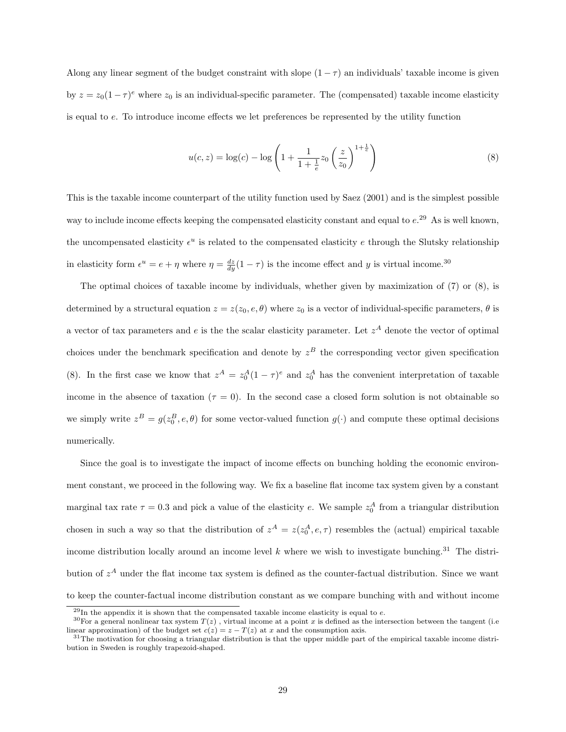Along any linear segment of the budget constraint with slope $(1-\tau)$ an individuals' taxable income is given by $z = z_0(1-\tau)^e$ where $z_0$ is an individual-specific parameter. The (compensated) taxable income elasticity is equal to $e$. To introduce income effects we let preferences be represented by the utility function

$$u(c,z) = \log(c) - \log\left(1 + \frac{1}{1+\frac{1}{e}} z_0 \left(\frac{z}{z_0}\right)^{1+\frac{1}{e}}\right) \tag{8}$$

This is the taxable income counterpart of the utility function used by Saez (2001) and is the simplest possible way to include income effects keeping the compensated elasticity constant and equal to $e$.[29] As is well known, the uncompensated elasticity $\epsilon^u$ is related to the compensated elasticity $e$ through the Slutsky relationship in elasticity form $\epsilon^u = e + \eta$ where $\eta = \frac{dz}{dy}(1-\tau)$ is the income effect and $y$ is virtual income.[30]

The optimal choices of taxable income by individuals, whether given by maximization of (7) or (8), is determined by a structural equation $z = z(z_0, e, \theta)$ where $z_0$ is a vector of individual-specific parameters, $\theta$ is a vector of tax parameters and $e$ is the the scalar elasticity parameter. Let $z^A$ denote the vector of optimal choices under the benchmark specification and denote by $z^B$ the corresponding vector given specification (8). In the first case we know that $z^A = z_0^A(1-\tau)^e$ and $z_0^A$ has the convenient interpretation of taxable income in the absence of taxation ($\tau = 0$). In the second case a closed form solution is not obtainable so we simply write $z^B = g(z_0^B, e, \theta)$ for some vector-valued function $g(\cdot)$ and compute these optimal decisions numerically.

Since the goal is to investigate the impact of income effects on bunching holding the economic environment constant, we proceed in the following way. We fix a baseline flat income tax system given by a constant marginal tax rate $\tau = 0.3$ and pick a value of the elasticity $e$. We sample $z_0^A$ from a triangular distribution chosen in such a way so that the distribution of $z^A = z(z_0^A, e, \tau)$ resembles the (actual) empirical taxable income distribution locally around an income level $k$ where we wish to investigate bunching.[31] The distribution of $z^A$ under the flat income tax system is defined as the counter-factual distribution. Since we want to keep the counter-factual income distribution constant as we compare bunching with and without income

[29] In the appendix it is shown that the compensated taxable income elasticity is equal to $e$.

[30] For a general nonlinear tax system $T(z)$ , virtual income at a point $x$ is defined as the intersection between the tangent (i.e linear approximation) of the budget set $c(z) = z - T(z)$ at $x$ and the consumption axis.

[31] The motivation for choosing a triangular distribution is that the upper middle part of the empirical taxable income distribution in Sweden is roughly trapezoid-shaped.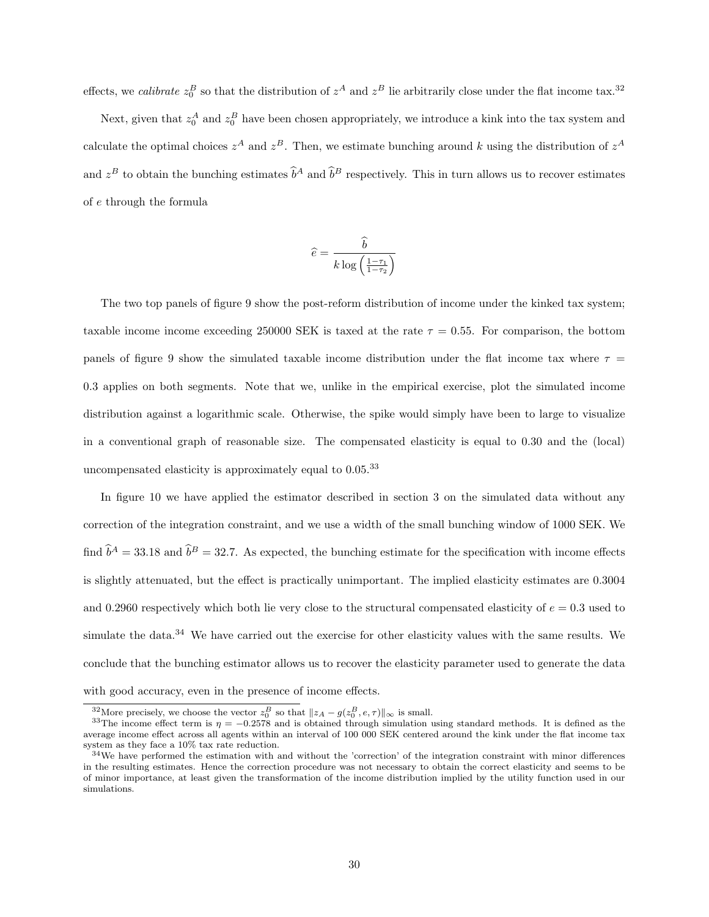effects, we *calibrate* $z_0^B$ so that the distribution of $z^A$ and $z^B$ lie arbitrarily close under the flat income tax.[32]

Next, given that $z_0^A$ and $z_0^B$ have been chosen appropriately, we introduce a kink into the tax system and calculate the optimal choices $z^A$ and $z^B$. Then, we estimate bunching around $k$ using the distribution of $z^A$ and $z^B$ to obtain the bunching estimates $\widehat{b}^A$ and $\widehat{b}^B$ respectively. This in turn allows us to recover estimates of $e$ through the formula

$$\widehat{e} = \frac{\widehat{b}}{k \log\left(\frac{1-\tau_1}{1-\tau_2}\right)}$$

The two top panels of figure 9 show the post-reform distribution of income under the kinked tax system; taxable income income exceeding 250000 SEK is taxed at the rate $\tau = 0.55$. For comparison, the bottom panels of figure 9 show the simulated taxable income distribution under the flat income tax where $\tau = 0.3$ applies on both segments. Note that we, unlike in the empirical exercise, plot the simulated income distribution against a logarithmic scale. Otherwise, the spike would simply have been to large to visualize in a conventional graph of reasonable size. The compensated elasticity is equal to 0.30 and the (local) uncompensated elasticity is approximately equal to 0.05.[33]

In figure 10 we have applied the estimator described in section 3 on the simulated data without any correction of the integration constraint, and we use a width of the small bunching window of 1000 SEK. We find $\widehat{b}^A = 33.18$ and $\widehat{b}^B = 32.7$. As expected, the bunching estimate for the specification with income effects is slightly attenuated, but the effect is practically unimportant. The implied elasticity estimates are 0.3004 and 0.2960 respectively which both lie very close to the structural compensated elasticity of $e = 0.3$ used to simulate the data.[34] We have carried out the exercise for other elasticity values with the same results. We conclude that the bunching estimator allows us to recover the elasticity parameter used to generate the data with good accuracy, even in the presence of income effects.

---

[32] More precisely, we choose the vector $z_0^B$ so that $\|z_A - g(z_0^B, e, \tau)\|_\infty$ is small.

[33] The income effect term is $\eta = -0.2578$ and is obtained through simulation using standard methods. It is defined as the average income effect across all agents within an interval of 100 000 SEK centered around the kink under the flat income tax system as they face a 10% tax rate reduction.

[34] We have performed the estimation with and without the 'correction' of the integration constraint with minor differences in the resulting estimates. Hence the correction procedure was not necessary to obtain the correct elasticity and seems to be of minor importance, at least given the transformation of the income distribution implied by the utility function used in our simulations.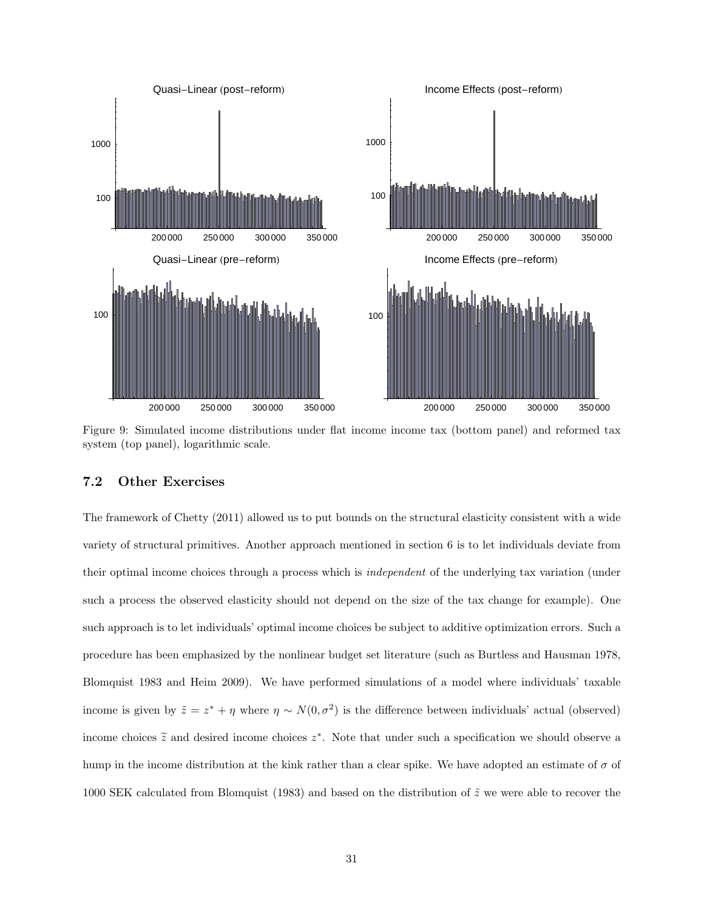Figure 9: Simulated income distributions under flat income income tax (bottom panel) and reformed tax system (top panel), logarithmic scale.

### 7.2 Other Exercises

The framework of Chetty (2011) allowed us to put bounds on the structural elasticity consistent with a wide variety of structural primitives. Another approach mentioned in section 6 is to let individuals deviate from their optimal income choices through a process which is *independent* of the underlying tax variation (under such a process the observed elasticity should not depend on the size of the tax change for example). One such approach is to let individuals' optimal income choices be subject to additive optimization errors. Such a procedure has been emphasized by the nonlinear budget set literature (such as Burtless and Hausman 1978, Blomquist 1983 and Heim 2009). We have performed simulations of a model where individuals' taxable income is given by $\tilde{z} = z^* + \eta$ where $\eta \sim N(0, \sigma^2)$ is the difference between individuals' actual (observed) income choices $\widetilde{z}$ and desired income choices $z^*$. Note that under such a specification we should observe a hump in the income distribution at the kink rather than a clear spike. We have adopted an estimate of $\sigma$ of 1000 SEK calculated from Blomquist (1983) and based on the distribution of $\tilde{z}$ we were able to recover the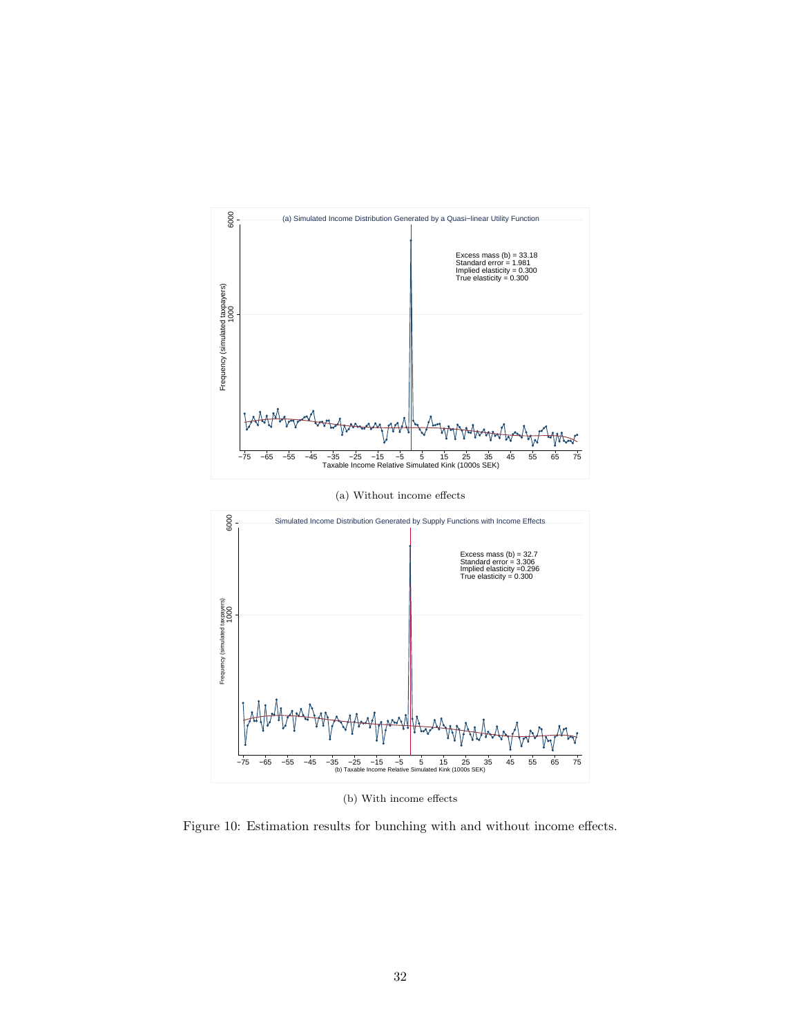(a) Without income effects

(b) With income effects

Figure 10: Estimation results for bunching with and without income effects.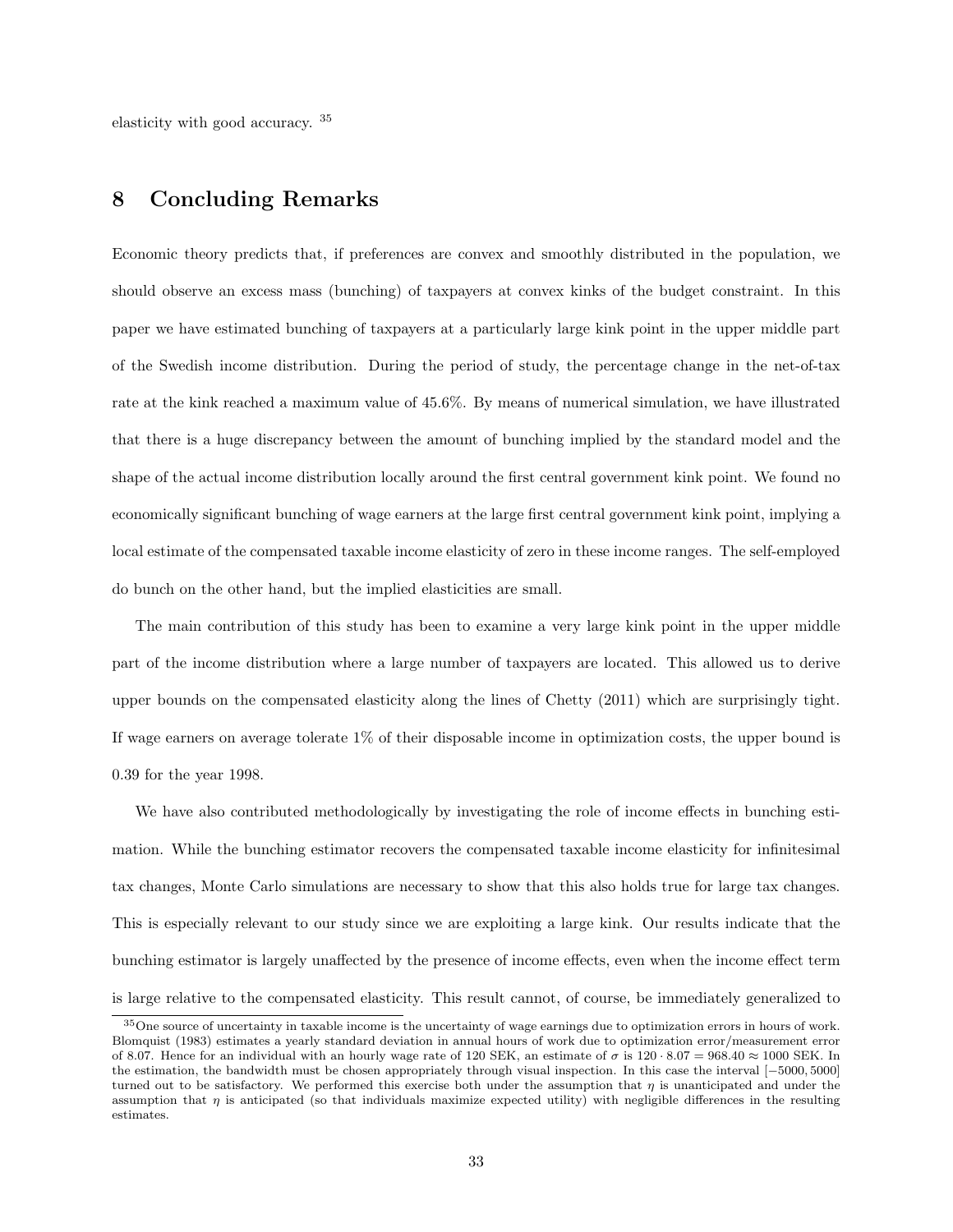elasticity with good accuracy. [35]

## 8 Concluding Remarks

Economic theory predicts that, if preferences are convex and smoothly distributed in the population, we should observe an excess mass (bunching) of taxpayers at convex kinks of the budget constraint. In this paper we have estimated bunching of taxpayers at a particularly large kink point in the upper middle part of the Swedish income distribution. During the period of study, the percentage change in the net-of-tax rate at the kink reached a maximum value of 45.6%. By means of numerical simulation, we have illustrated that there is a huge discrepancy between the amount of bunching implied by the standard model and the shape of the actual income distribution locally around the first central government kink point. We found no economically significant bunching of wage earners at the large first central government kink point, implying a local estimate of the compensated taxable income elasticity of zero in these income ranges. The self-employed do bunch on the other hand, but the implied elasticities are small.

The main contribution of this study has been to examine a very large kink point in the upper middle part of the income distribution where a large number of taxpayers are located. This allowed us to derive upper bounds on the compensated elasticity along the lines of Chetty (2011) which are surprisingly tight. If wage earners on average tolerate 1% of their disposable income in optimization costs, the upper bound is 0.39 for the year 1998.

We have also contributed methodologically by investigating the role of income effects in bunching estimation. While the bunching estimator recovers the compensated taxable income elasticity for infinitesimal tax changes, Monte Carlo simulations are necessary to show that this also holds true for large tax changes. This is especially relevant to our study since we are exploiting a large kink. Our results indicate that the bunching estimator is largely unaffected by the presence of income effects, even when the income effect term is large relative to the compensated elasticity. This result cannot, of course, be immediately generalized to

[35] One source of uncertainty in taxable income is the uncertainty of wage earnings due to optimization errors in hours of work. Blomquist (1983) estimates a yearly standard deviation in annual hours of work due to optimization error/measurement error of 8.07. Hence for an individual with an hourly wage rate of 120 SEK, an estimate of $\sigma$ is $120 \cdot 8.07 = 968.40 \approx 1000$ SEK. In the estimation, the bandwidth must be chosen appropriately through visual inspection. In this case the interval $[-5000, 5000]$ turned out to be satisfactory. We performed this exercise both under the assumption that $\eta$ is unanticipated and under the assumption that $\eta$ is anticipated (so that individuals maximize expected utility) with negligible differences in the resulting estimates.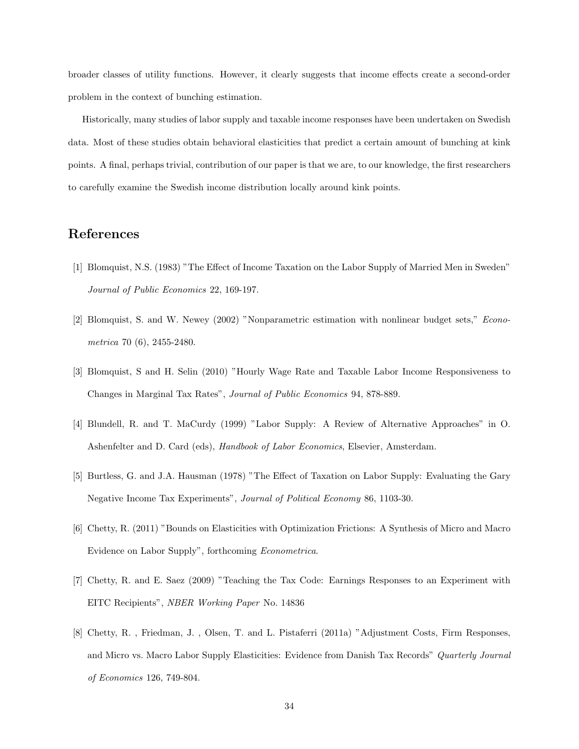broader classes of utility functions. However, it clearly suggests that income effects create a second-order problem in the context of bunching estimation.

Historically, many studies of labor supply and taxable income responses have been undertaken on Swedish data. Most of these studies obtain behavioral elasticities that predict a certain amount of bunching at kink points. A final, perhaps trivial, contribution of our paper is that we are, to our knowledge, the first researchers to carefully examine the Swedish income distribution locally around kink points.

## References

[1] Blomquist, N.S. (1983) "The Effect of Income Taxation on the Labor Supply of Married Men in Sweden" *Journal of Public Economics* 22, 169-197.

[2] Blomquist, S. and W. Newey (2002) "Nonparametric estimation with nonlinear budget sets," *Econometrica* 70 (6), 2455-2480.

[3] Blomquist, S and H. Selin (2010) "Hourly Wage Rate and Taxable Labor Income Responsiveness to Changes in Marginal Tax Rates", *Journal of Public Economics* 94, 878-889.

[4] Blundell, R. and T. MaCurdy (1999) "Labor Supply: A Review of Alternative Approaches" in O. Ashenfelter and D. Card (eds), *Handbook of Labor Economics*, Elsevier, Amsterdam.

[5] Burtless, G. and J.A. Hausman (1978) "The Effect of Taxation on Labor Supply: Evaluating the Gary Negative Income Tax Experiments", *Journal of Political Economy* 86, 1103-30.

[6] Chetty, R. (2011) "Bounds on Elasticities with Optimization Frictions: A Synthesis of Micro and Macro Evidence on Labor Supply", forthcoming *Econometrica*.

[7] Chetty, R. and E. Saez (2009) "Teaching the Tax Code: Earnings Responses to an Experiment with EITC Recipients", *NBER Working Paper* No. 14836

[8] Chetty, R. , Friedman, J. , Olsen, T. and L. Pistaferri (2011a) "Adjustment Costs, Firm Responses, and Micro vs. Macro Labor Supply Elasticities: Evidence from Danish Tax Records" *Quarterly Journal of Economics* 126, 749-804.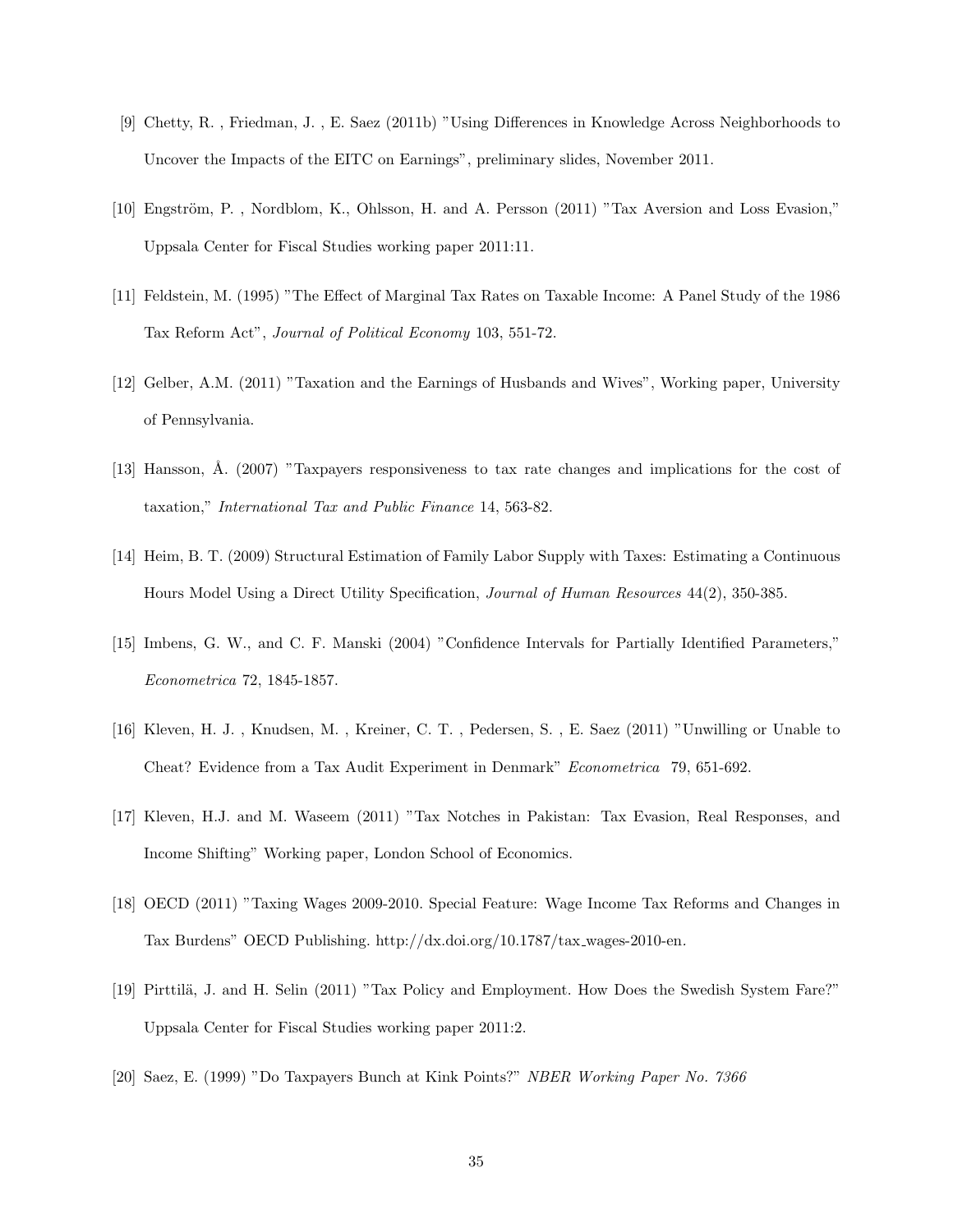[9] Chetty, R. , Friedman, J. , E. Saez (2011b) "Using Differences in Knowledge Across Neighborhoods to Uncover the Impacts of the EITC on Earnings", preliminary slides, November 2011.

[10] Engström, P. , Nordblom, K., Ohlsson, H. and A. Persson (2011) "Tax Aversion and Loss Evasion," Uppsala Center for Fiscal Studies working paper 2011:11.

[11] Feldstein, M. (1995) "The Effect of Marginal Tax Rates on Taxable Income: A Panel Study of the 1986 Tax Reform Act", *Journal of Political Economy* 103, 551-72.

[12] Gelber, A.M. (2011) "Taxation and the Earnings of Husbands and Wives", Working paper, University of Pennsylvania.

[13] Hansson, Å. (2007) "Taxpayers responsiveness to tax rate changes and implications for the cost of taxation," *International Tax and Public Finance* 14, 563-82.

[14] Heim, B. T. (2009) Structural Estimation of Family Labor Supply with Taxes: Estimating a Continuous Hours Model Using a Direct Utility Specification, *Journal of Human Resources* 44(2), 350-385.

[15] Imbens, G. W., and C. F. Manski (2004) "Confidence Intervals for Partially Identified Parameters," *Econometrica* 72, 1845-1857.

[16] Kleven, H. J. , Knudsen, M. , Kreiner, C. T. , Pedersen, S. , E. Saez (2011) "Unwilling or Unable to Cheat? Evidence from a Tax Audit Experiment in Denmark" *Econometrica* 79, 651-692.

[17] Kleven, H.J. and M. Waseem (2011) "Tax Notches in Pakistan: Tax Evasion, Real Responses, and Income Shifting" Working paper, London School of Economics.

[18] OECD (2011) "Taxing Wages 2009-2010. Special Feature: Wage Income Tax Reforms and Changes in Tax Burdens" OECD Publishing. http://dx.doi.org/10.1787/tax_wages-2010-en.

[19] Pirttilä, J. and H. Selin (2011) "Tax Policy and Employment. How Does the Swedish System Fare?" Uppsala Center for Fiscal Studies working paper 2011:2.

[20] Saez, E. (1999) "Do Taxpayers Bunch at Kink Points?" *NBER Working Paper No. 7366*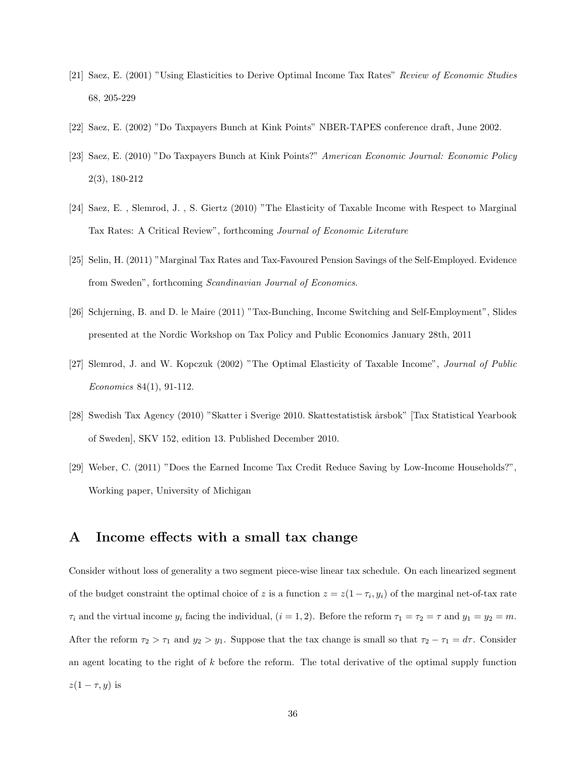[21] Saez, E. (2001) "Using Elasticities to Derive Optimal Income Tax Rates" *Review of Economic Studies* 68, 205-229

[22] Saez, E. (2002) "Do Taxpayers Bunch at Kink Points" NBER-TAPES conference draft, June 2002.

[23] Saez, E. (2010) "Do Taxpayers Bunch at Kink Points?" *American Economic Journal: Economic Policy* 2(3), 180-212

[24] Saez, E. , Slemrod, J. , S. Giertz (2010) "The Elasticity of Taxable Income with Respect to Marginal Tax Rates: A Critical Review", forthcoming *Journal of Economic Literature*

[25] Selin, H. (2011) "Marginal Tax Rates and Tax-Favoured Pension Savings of the Self-Employed. Evidence from Sweden", forthcoming *Scandinavian Journal of Economics*.

[26] Schjerning, B. and D. le Maire (2011) "Tax-Bunching, Income Switching and Self-Employment", Slides presented at the Nordic Workshop on Tax Policy and Public Economics January 28th, 2011

[27] Slemrod, J. and W. Kopczuk (2002) "The Optimal Elasticity of Taxable Income", *Journal of Public Economics* 84(1), 91-112.

[28] Swedish Tax Agency (2010) "Skatter i Sverige 2010. Skattestatistisk årsbok" [Tax Statistical Yearbook of Sweden], SKV 152, edition 13. Published December 2010.

[29] Weber, C. (2011) "Does the Earned Income Tax Credit Reduce Saving by Low-Income Households?", Working paper, University of Michigan

# A Income effects with a small tax change

Consider without loss of generality a two segment piece-wise linear tax schedule. On each linearized segment of the budget constraint the optimal choice of $z$ is a function $z = z(1 - \tau_i, y_i)$ of the marginal net-of-tax rate $\tau_i$ and the virtual income $y_i$ facing the individual, $(i = 1, 2)$. Before the reform $\tau_1 = \tau_2 = \tau$ and $y_1 = y_2 = m$. After the reform $\tau_2 > \tau_1$ and $y_2 > y_1$. Suppose that the tax change is small so that $\tau_2 - \tau_1 = d\tau$. Consider an agent locating to the right of $k$ before the reform. The total derivative of the optimal supply function $z(1 - \tau, y)$ is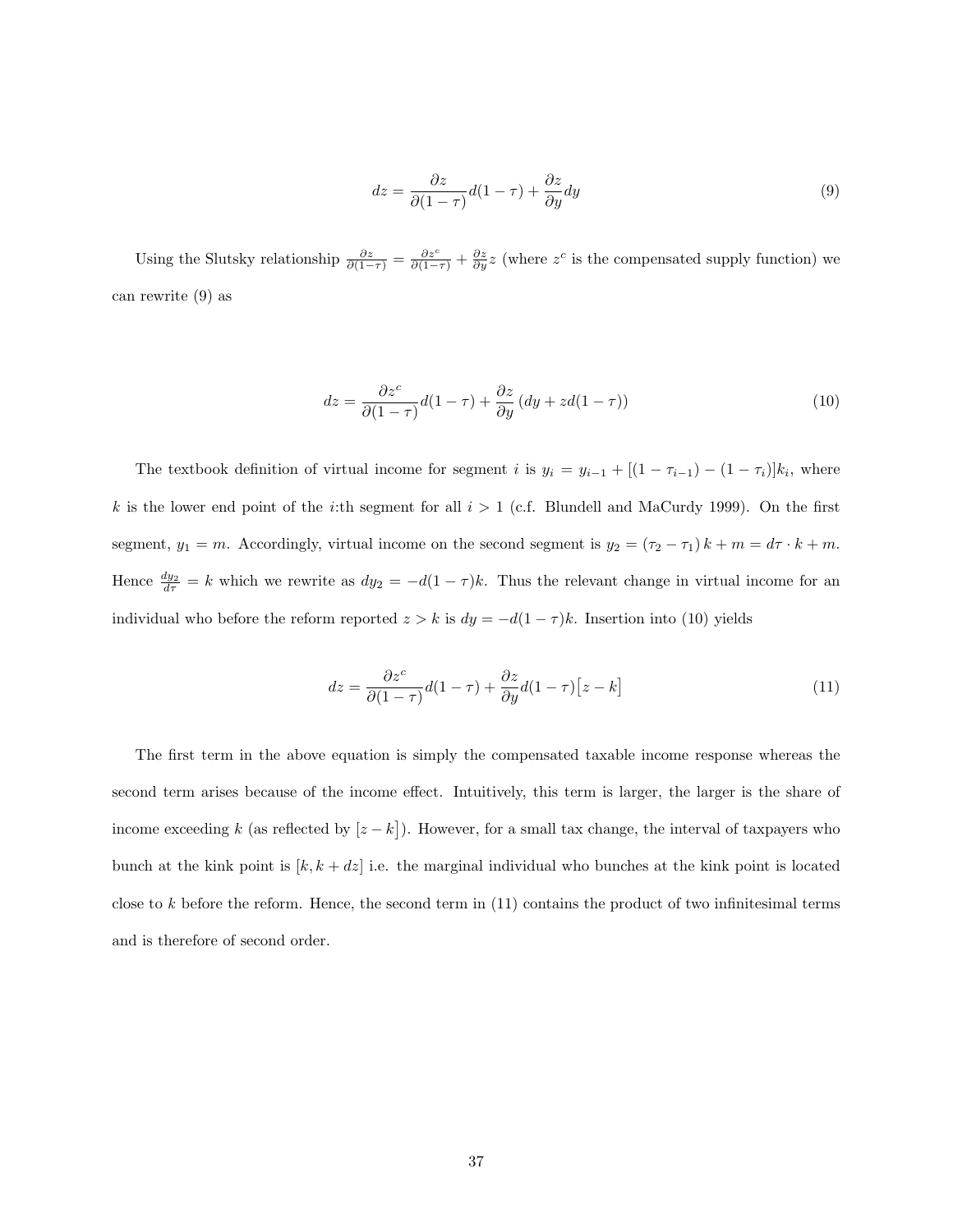$$dz = \frac{\partial z}{\partial(1-\tau)} d(1-\tau) + \frac{\partial z}{\partial y} dy \tag{9}$$

Using the Slutsky relationship $\frac{\partial z}{\partial(1-\tau)} = \frac{\partial z^c}{\partial(1-\tau)} + \frac{\partial z}{\partial y} z$ (where $z^c$ is the compensated supply function) we can rewrite (9) as

$$dz = \frac{\partial z^c}{\partial(1-\tau)} d(1-\tau) + \frac{\partial z}{\partial y} \left(dy + z d(1-\tau)\right) \tag{10}$$

The textbook definition of virtual income for segment $i$ is $y_i = y_{i-1} + [(1-\tau_{i-1}) - (1-\tau_i)]k_i$, where $k$ is the lower end point of the $i$:th segment for all $i > 1$ (c.f. Blundell and MaCurdy 1999). On the first segment, $y_1 = m$. Accordingly, virtual income on the second segment is $y_2 = (\tau_2 - \tau_1) k + m = d\tau \cdot k + m$. Hence $\frac{dy_2}{d\tau} = k$ which we rewrite as $dy_2 = -d(1-\tau)k$. Thus the relevant change in virtual income for an individual who before the reform reported $z > k$ is $dy = -d(1-\tau)k$. Insertion into (10) yields

$$dz = \frac{\partial z^c}{\partial(1-\tau)} d(1-\tau) + \frac{\partial z}{\partial y} d(1-\tau)\big[z - k\big] \tag{11}$$

The first term in the above equation is simply the compensated taxable income response whereas the second term arises because of the income effect. Intuitively, this term is larger, the larger is the share of income exceeding $k$ (as reflected by $[z-k]$). However, for a small tax change, the interval of taxpayers who bunch at the kink point is $[k, k+dz]$ i.e. the marginal individual who bunches at the kink point is located close to $k$ before the reform. Hence, the second term in (11) contains the product of two infinitesimal terms and is therefore of second order.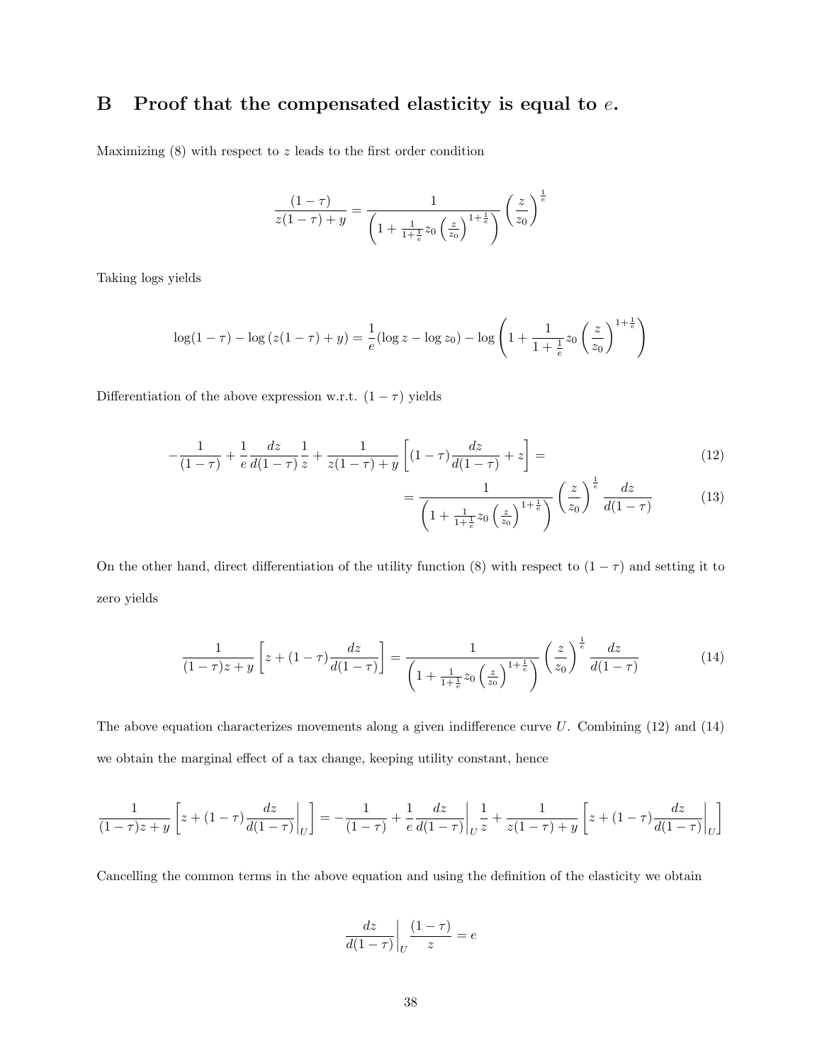## B Proof that the compensated elasticity is equal to $e$.

Maximizing (8) with respect to $z$ leads to the first order condition

$$\frac{(1-\tau)}{z(1-\tau)+y} = \frac{1}{\left(1+\frac{1}{1+\frac{1}{e}}z_0\left(\frac{z}{z_0}\right)^{1+\frac{1}{e}}\right)}\left(\frac{z}{z_0}\right)^{\frac{1}{e}}$$

Taking logs yields

$$\log(1-\tau) - \log\left(z(1-\tau)+y\right) = \frac{1}{e}(\log z - \log z_0) - \log\left(1+\frac{1}{1+\frac{1}{e}}z_0\left(\frac{z}{z_0}\right)^{1+\frac{1}{e}}\right)$$

Differentiation of the above expression w.r.t. $(1-\tau)$ yields

$$-\frac{1}{(1-\tau)} + \frac{1}{e}\frac{dz}{d(1-\tau)}\frac{1}{z} + \frac{1}{z(1-\tau)+y}\left[(1-\tau)\frac{dz}{d(1-\tau)}+z\right] = \tag{12}$$

$$= \frac{1}{\left(1+\frac{1}{1+\frac{1}{e}}z_0\left(\frac{z}{z_0}\right)^{1+\frac{1}{e}}\right)}\left(\frac{z}{z_0}\right)^{\frac{1}{e}}\frac{dz}{d(1-\tau)} \tag{13}$$

On the other hand, direct differentiation of the utility function (8) with respect to $(1-\tau)$ and setting it to zero yields

$$\frac{1}{(1-\tau)z+y}\left[z+(1-\tau)\frac{dz}{d(1-\tau)}\right] = \frac{1}{\left(1+\frac{1}{1+\frac{1}{e}}z_0\left(\frac{z}{z_0}\right)^{1+\frac{1}{e}}\right)}\left(\frac{z}{z_0}\right)^{\frac{1}{e}}\frac{dz}{d(1-\tau)} \tag{14}$$

The above equation characterizes movements along a given indifference curve $U$. Combining (12) and (14) we obtain the marginal effect of a tax change, keeping utility constant, hence

$$\frac{1}{(1-\tau)z+y}\left[z+(1-\tau)\left.\frac{dz}{d(1-\tau)}\right|_U\right] = -\frac{1}{(1-\tau)} + \frac{1}{e}\left.\frac{dz}{d(1-\tau)}\right|_U\frac{1}{z} + \frac{1}{z(1-\tau)+y}\left[z+(1-\tau)\left.\frac{dz}{d(1-\tau)}\right|_U\right]$$

Cancelling the common terms in the above equation and using the definition of the elasticity we obtain

$$\left.\frac{dz}{d(1-\tau)}\right|_U\frac{(1-\tau)}{z} = e$$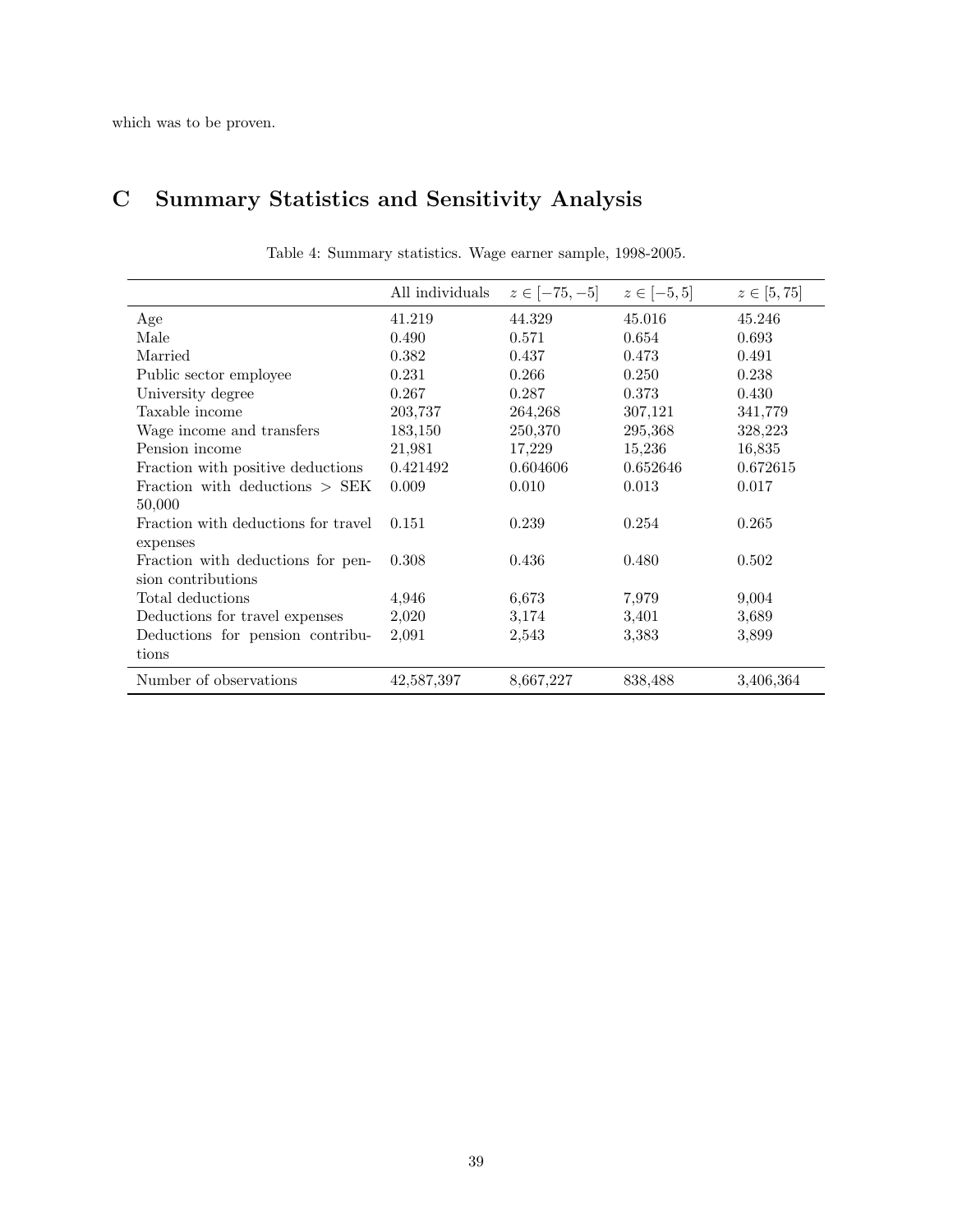which was to be proven.

# C Summary Statistics and Sensitivity Analysis

Table 4: Summary statistics. Wage earner sample, 1998-2005.

| | All individuals | $z \in [-75, -5]$ | $z \in [-5, 5]$ | $z \in [5, 75]$ |
|---|---|---|---|---|
| Age | 41.219 | 44.329 | 45.016 | 45.246 |
| Male | 0.490 | 0.571 | 0.654 | 0.693 |
| Married | 0.382 | 0.437 | 0.473 | 0.491 |
| Public sector employee | 0.231 | 0.266 | 0.250 | 0.238 |
| University degree | 0.267 | 0.287 | 0.373 | 0.430 |
| Taxable income | 203,737 | 264,268 | 307,121 | 341,779 |
| Wage income and transfers | 183,150 | 250,370 | 295,368 | 328,223 |
| Pension income | 21,981 | 17,229 | 15,236 | 16,835 |
| Fraction with positive deductions | 0.421492 | 0.604606 | 0.652646 | 0.672615 |
| Fraction with deductions > SEK 50,000 | 0.009 | 0.010 | 0.013 | 0.017 |
| Fraction with deductions for travel expenses | 0.151 | 0.239 | 0.254 | 0.265 |
| Fraction with deductions for pension contributions | 0.308 | 0.436 | 0.480 | 0.502 |
| Total deductions | 4,946 | 6,673 | 7,979 | 9,004 |
| Deductions for travel expenses | 2,020 | 3,174 | 3,401 | 3,689 |
| Deductions for pension contributions | 2,091 | 2,543 | 3,383 | 3,899 |
| Number of observations | 42,587,397 | 8,667,227 | 838,488 | 3,406,364 |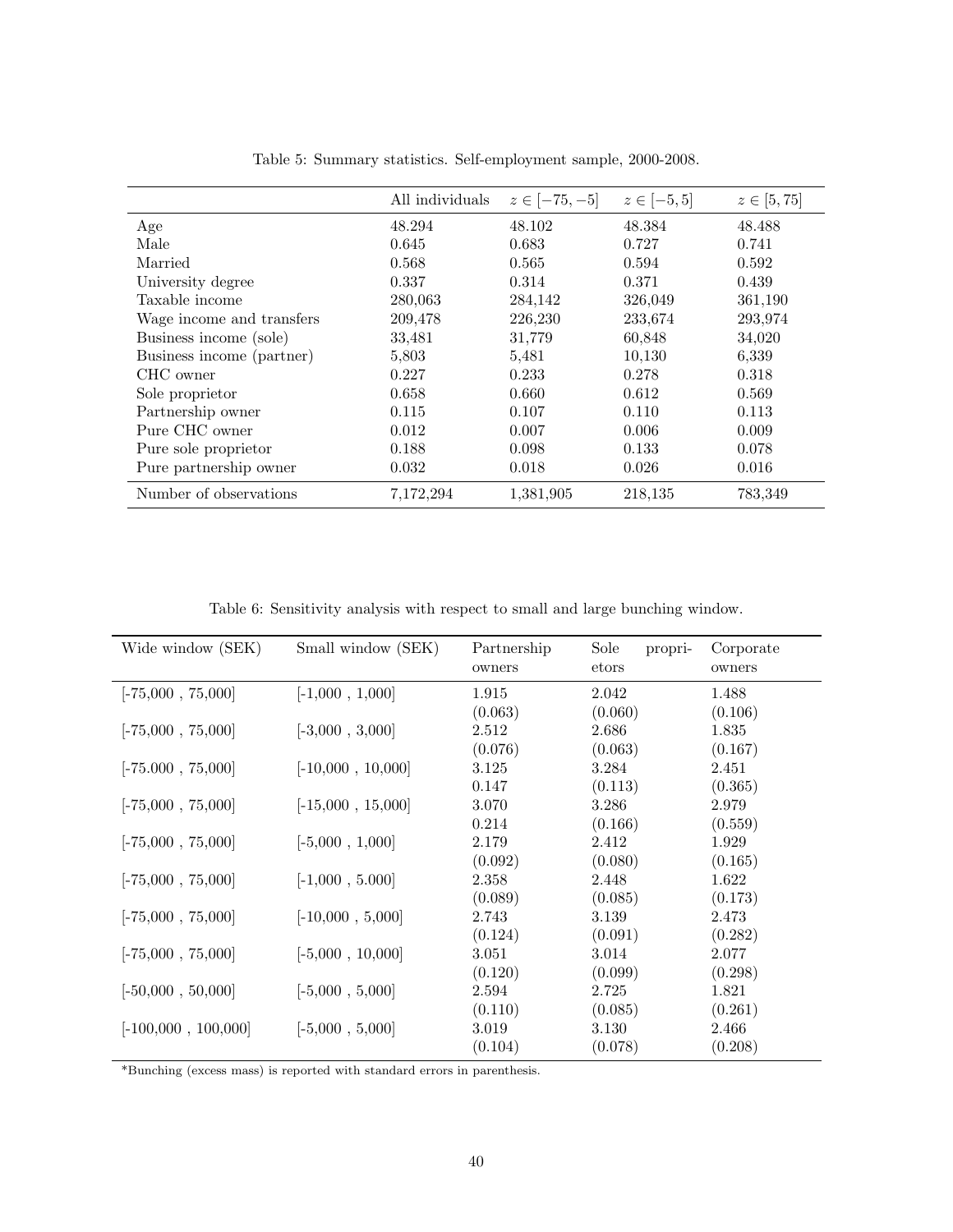Table 5: Summary statistics. Self-employment sample, 2000-2008.

| | All individuals | $z \in [-75, -5]$ | $z \in [-5, 5]$ | $z \in [5, 75]$ |
|---|---|---|---|---|
| Age | 48.294 | 48.102 | 48.384 | 48.488 |
| Male | 0.645 | 0.683 | 0.727 | 0.741 |
| Married | 0.568 | 0.565 | 0.594 | 0.592 |
| University degree | 0.337 | 0.314 | 0.371 | 0.439 |
| Taxable income | 280,063 | 284,142 | 326,049 | 361,190 |
| Wage income and transfers | 209,478 | 226,230 | 233,674 | 293,974 |
| Business income (sole) | 33,481 | 31,779 | 60,848 | 34,020 |
| Business income (partner) | 5,803 | 5,481 | 10,130 | 6,339 |
| CHC owner | 0.227 | 0.233 | 0.278 | 0.318 |
| Sole proprietor | 0.658 | 0.660 | 0.612 | 0.569 |
| Partnership owner | 0.115 | 0.107 | 0.110 | 0.113 |
| Pure CHC owner | 0.012 | 0.007 | 0.006 | 0.009 |
| Pure sole proprietor | 0.188 | 0.098 | 0.133 | 0.078 |
| Pure partnership owner | 0.032 | 0.018 | 0.026 | 0.016 |
| Number of observations | 7,172,294 | 1,381,905 | 218,135 | 783,349 |

Table 6: Sensitivity analysis with respect to small and large bunching window.

| Wide window (SEK) | Small window (SEK) | Partnership owners | Sole proprietors | Corporate owners |
|---|---|---|---|---|
| [-75,000 , 75,000] | [-1,000 , 1,000] | 1.915 | 2.042 | 1.488 |
| | | (0.063) | (0.060) | (0.106) |
| [-75,000 , 75,000] | [-3,000 , 3,000] | 2.512 | 2.686 | 1.835 |
| | | (0.076) | (0.063) | (0.167) |
| [-75.000 , 75,000] | [-10,000 , 10,000] | 3.125 | 3.284 | 2.451 |
| | | 0.147 | (0.113) | (0.365) |
| [-75,000 , 75,000] | [-15,000 , 15,000] | 3.070 | 3.286 | 2.979 |
| | | 0.214 | (0.166) | (0.559) |
| [-75,000 , 75,000] | [-5,000 , 1,000] | 2.179 | 2.412 | 1.929 |
| | | (0.092) | (0.080) | (0.165) |
| [-75,000 , 75,000] | [-1,000 , 5.000] | 2.358 | 2.448 | 1.622 |
| | | (0.089) | (0.085) | (0.173) |
| [-75,000 , 75,000] | [-10,000 , 5,000] | 2.743 | 3.139 | 2.473 |
| | | (0.124) | (0.091) | (0.282) |
| [-75,000 , 75,000] | [-5,000 , 10,000] | 3.051 | 3.014 | 2.077 |
| | | (0.120) | (0.099) | (0.298) |
| [-50,000 , 50,000] | [-5,000 , 5,000] | 2.594 | 2.725 | 1.821 |
| | | (0.110) | (0.085) | (0.261) |
| [-100,000 , 100,000] | [-5,000 , 5,000] | 3.019 | 3.130 | 2.466 |
| | | (0.104) | (0.078) | (0.208) |

*Bunching (excess mass) is reported with standard errors in parenthesis.